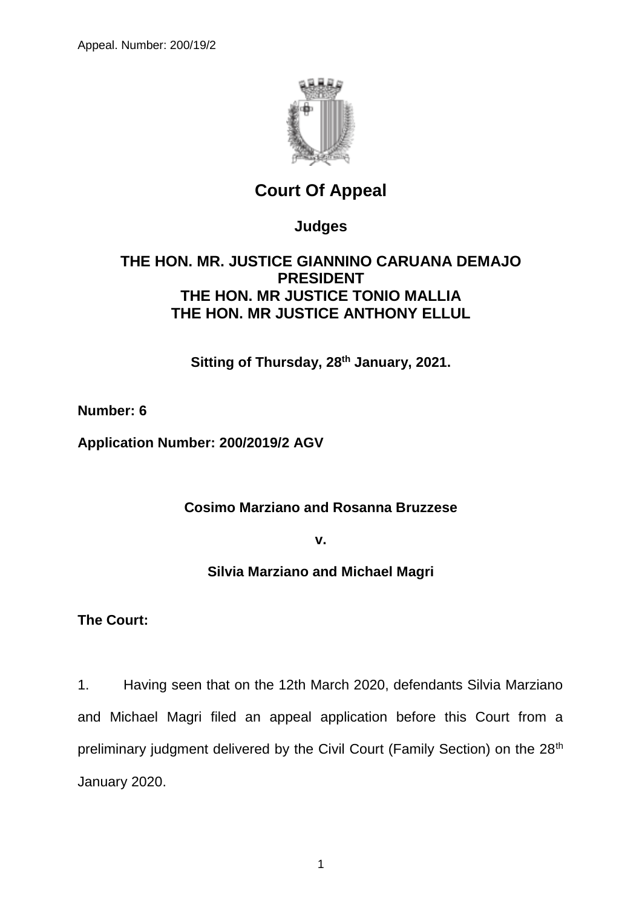# Court Of Appeal

## Judges

**THE HON. MR. JUSTICE GIANNINO CARUANA DEMAJO**
**PRESIDENT**
**THE HON. MR JUSTICE TONIO MALLIA**
**THE HON. MR JUSTICE ANTHONY ELLUL**

**Sitting of Thursday, 28th January, 2021.**

**Number: 6**

**Application Number: 200/2019/2 AGV**

**Cosimo Marziano and Rosanna Bruzzese**

**v.**

**Silvia Marziano and Michael Magri**

**The Court:**

1. Having seen that on the 12th March 2020, defendants Silvia Marziano and Michael Magri filed an appeal application before this Court from a preliminary judgment delivered by the Civil Court (Family Section) on the 28th January 2020.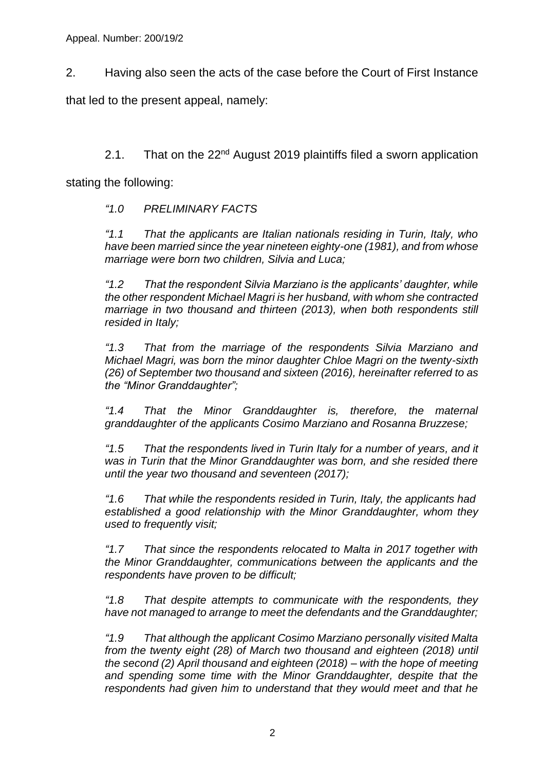2. Having also seen the acts of the case before the Court of First Instance that led to the present appeal, namely:

2.1. That on the 22nd August 2019 plaintiffs filed a sworn application stating the following:

*"1.0 PRELIMINARY FACTS*

*"1.1 That the applicants are Italian nationals residing in Turin, Italy, who have been married since the year nineteen eighty-one (1981), and from whose marriage were born two children, Silvia and Luca;*

*"1.2 That the respondent Silvia Marziano is the applicants' daughter, while the other respondent Michael Magri is her husband, with whom she contracted marriage in two thousand and thirteen (2013), when both respondents still resided in Italy;*

*"1.3 That from the marriage of the respondents Silvia Marziano and Michael Magri, was born the minor daughter Chloe Magri on the twenty-sixth (26) of September two thousand and sixteen (2016), hereinafter referred to as the "Minor Granddaughter";*

*"1.4 That the Minor Granddaughter is, therefore, the maternal granddaughter of the applicants Cosimo Marziano and Rosanna Bruzzese;*

*"1.5 That the respondents lived in Turin Italy for a number of years, and it was in Turin that the Minor Granddaughter was born, and she resided there until the year two thousand and seventeen (2017);*

*"1.6 That while the respondents resided in Turin, Italy, the applicants had established a good relationship with the Minor Granddaughter, whom they used to frequently visit;*

*"1.7 That since the respondents relocated to Malta in 2017 together with the Minor Granddaughter, communications between the applicants and the respondents have proven to be difficult;*

*"1.8 That despite attempts to communicate with the respondents, they have not managed to arrange to meet the defendants and the Granddaughter;*

*"1.9 That although the applicant Cosimo Marziano personally visited Malta from the twenty eight (28) of March two thousand and eighteen (2018) until the second (2) April thousand and eighteen (2018) – with the hope of meeting and spending some time with the Minor Granddaughter, despite that the respondents had given him to understand that they would meet and that he*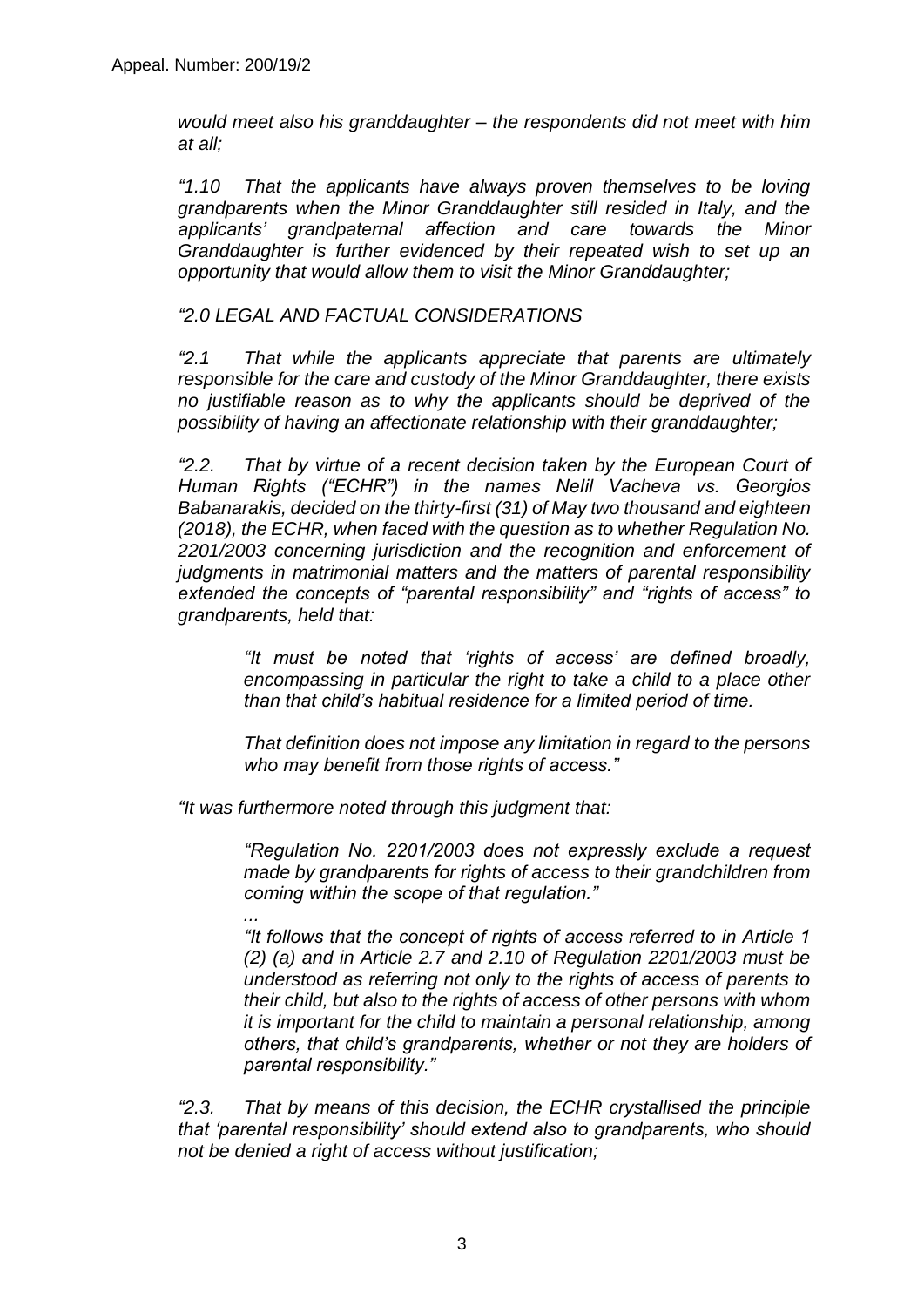*would meet also his granddaughter – the respondents did not meet with him at all;*

*"1.10 That the applicants have always proven themselves to be loving grandparents when the Minor Granddaughter still resided in Italy, and the applicants' grandpaternal affection and care towards the Minor Granddaughter is further evidenced by their repeated wish to set up an opportunity that would allow them to visit the Minor Granddaughter;*

*"2.0 LEGAL AND FACTUAL CONSIDERATIONS*

*"2.1 That while the applicants appreciate that parents are ultimately responsible for the care and custody of the Minor Granddaughter, there exists no justifiable reason as to why the applicants should be deprived of the possibility of having an affectionate relationship with their granddaughter;*

*"2.2. That by virtue of a recent decision taken by the European Court of Human Rights ("ECHR") in the names Nelil Vacheva vs. Georgios Babanarakis, decided on the thirty-first (31) of May two thousand and eighteen (2018), the ECHR, when faced with the question as to whether Regulation No. 2201/2003 concerning jurisdiction and the recognition and enforcement of judgments in matrimonial matters and the matters of parental responsibility extended the concepts of "parental responsibility" and "rights of access" to grandparents, held that:*

> *"It must be noted that 'rights of access' are defined broadly, encompassing in particular the right to take a child to a place other than that child's habitual residence for a limited period of time.*
>
> *That definition does not impose any limitation in regard to the persons who may benefit from those rights of access."*

*"It was furthermore noted through this judgment that:*

> *"Regulation No. 2201/2003 does not expressly exclude a request made by grandparents for rights of access to their grandchildren from coming within the scope of that regulation."*
>
> *...*
>
> *"It follows that the concept of rights of access referred to in Article 1 (2) (a) and in Article 2.7 and 2.10 of Regulation 2201/2003 must be understood as referring not only to the rights of access of parents to their child, but also to the rights of access of other persons with whom it is important for the child to maintain a personal relationship, among others, that child's grandparents, whether or not they are holders of parental responsibility."*

*"2.3. That by means of this decision, the ECHR crystallised the principle that 'parental responsibility' should extend also to grandparents, who should not be denied a right of access without justification;*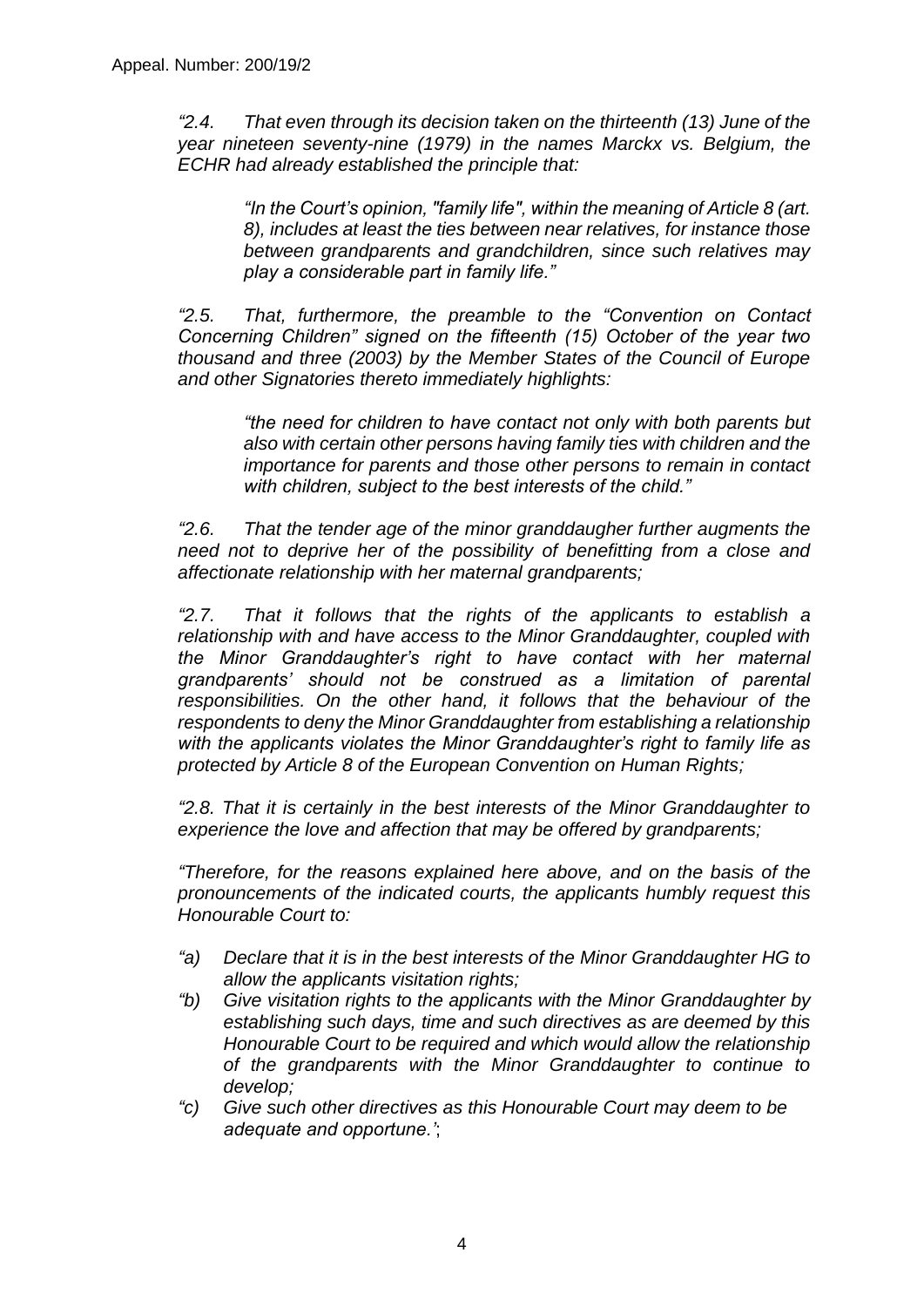*“2.4. That even through its decision taken on the thirteenth (13) June of the year nineteen seventy-nine (1979) in the names Marckx vs. Belgium, the ECHR had already established the principle that:*

> *“In the Court’s opinion, "family life", within the meaning of Article 8 (art. 8), includes at least the ties between near relatives, for instance those between grandparents and grandchildren, since such relatives may play a considerable part in family life.”*

*“2.5. That, furthermore, the preamble to the “Convention on Contact Concerning Children” signed on the fifteenth (15) October of the year two thousand and three (2003) by the Member States of the Council of Europe and other Signatories thereto immediately highlights:*

> *“the need for children to have contact not only with both parents but also with certain other persons having family ties with children and the importance for parents and those other persons to remain in contact with children, subject to the best interests of the child.”*

*“2.6. That the tender age of the minor granddaugher further augments the need not to deprive her of the possibility of benefitting from a close and affectionate relationship with her maternal grandparents;*

*“2.7. That it follows that the rights of the applicants to establish a relationship with and have access to the Minor Granddaughter, coupled with the Minor Granddaughter’s right to have contact with her maternal grandparents’ should not be construed as a limitation of parental responsibilities. On the other hand, it follows that the behaviour of the respondents to deny the Minor Granddaughter from establishing a relationship with the applicants violates the Minor Granddaughter’s right to family life as protected by Article 8 of the European Convention on Human Rights;*

*“2.8. That it is certainly in the best interests of the Minor Granddaughter to experience the love and affection that may be offered by grandparents;*

*“Therefore, for the reasons explained here above, and on the basis of the pronouncements of the indicated courts, the applicants humbly request this Honourable Court to:*

- *“a) Declare that it is in the best interests of the Minor Granddaughter HG to allow the applicants visitation rights;*
- *“b) Give visitation rights to the applicants with the Minor Granddaughter by establishing such days, time and such directives as are deemed by this Honourable Court to be required and which would allow the relationship of the grandparents with the Minor Granddaughter to continue to develop;*
- *“c) Give such other directives as this Honourable Court may deem to be adequate and opportune.’*;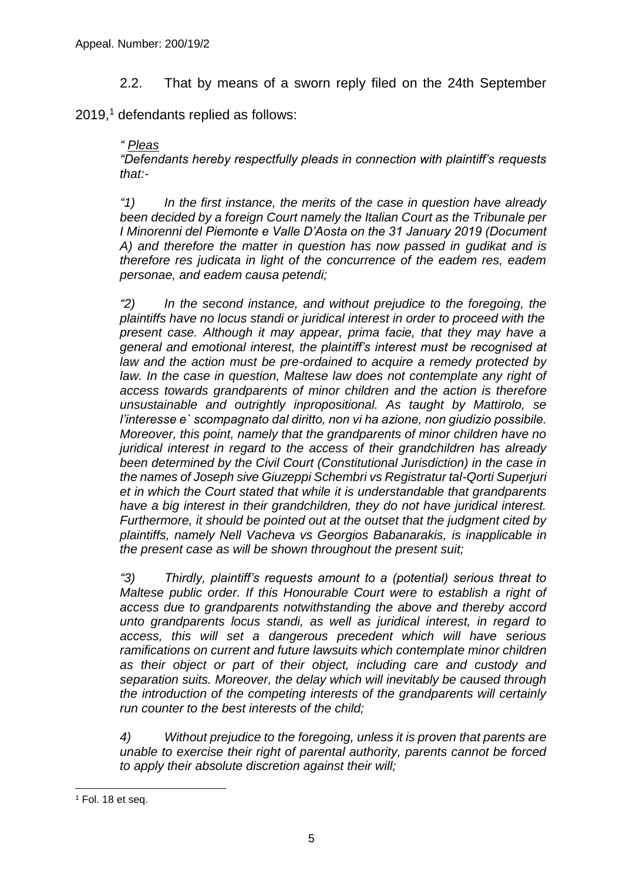2.2. That by means of a sworn reply filed on the 24th September 2019,[1] defendants replied as follows:

*" <u>Pleas</u>*

*"Defendants hereby respectfully pleads in connection with plaintiff's requests that:-*

*"1) In the first instance, the merits of the case in question have already been decided by a foreign Court namely the Italian Court as the Tribunale per I Minorenni del Piemonte e Valle D'Aosta on the 31 January 2019 (Document A) and therefore the matter in question has now passed in gudikat and is therefore res judicata in light of the concurrence of the eadem res, eadem personae, and eadem causa petendi;*

*"2) In the second instance, and without prejudice to the foregoing, the plaintiffs have no locus standi or juridical interest in order to proceed with the present case. Although it may appear, prima facie, that they may have a general and emotional interest, the plaintiff's interest must be recognised at law and the action must be pre-ordained to acquire a remedy protected by law. In the case in question, Maltese law does not contemplate any right of access towards grandparents of minor children and the action is therefore unsustainable and outrightly inpropositional. As taught by Mattirolo, se l'interesse e` scompagnato dal diritto, non vi ha azione, non giudizio possibile. Moreover, this point, namely that the grandparents of minor children have no juridical interest in regard to the access of their grandchildren has already been determined by the Civil Court (Constitutional Jurisdiction) in the case in the names of Joseph sive Giuzeppi Schembri vs Registratur tal-Qorti Superjuri et in which the Court stated that while it is understandable that grandparents have a big interest in their grandchildren, they do not have juridical interest. Furthermore, it should be pointed out at the outset that the judgment cited by plaintiffs, namely Nell Vacheva vs Georgios Babanarakis, is inapplicable in the present case as will be shown throughout the present suit;*

*"3) Thirdly, plaintiff's requests amount to a (potential) serious threat to Maltese public order. If this Honourable Court were to establish a right of access due to grandparents notwithstanding the above and thereby accord unto grandparents locus standi, as well as juridical interest, in regard to access, this will set a dangerous precedent which will have serious ramifications on current and future lawsuits which contemplate minor children as their object or part of their object, including care and custody and separation suits. Moreover, the delay which will inevitably be caused through the introduction of the competing interests of the grandparents will certainly run counter to the best interests of the child;*

*4) Without prejudice to the foregoing, unless it is proven that parents are unable to exercise their right of parental authority, parents cannot be forced to apply their absolute discretion against their will;*

[1] Fol. 18 et seq.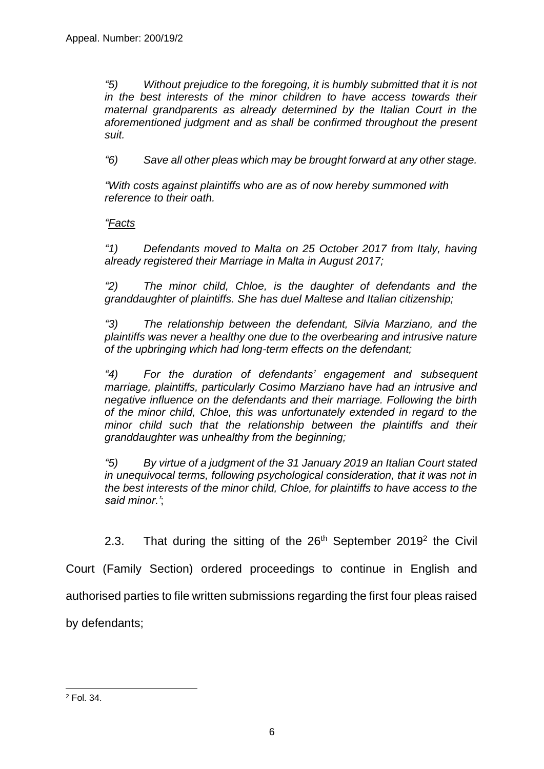*"5) Without prejudice to the foregoing, it is humbly submitted that it is not in the best interests of the minor children to have access towards their maternal grandparents as already determined by the Italian Court in the aforementioned judgment and as shall be confirmed throughout the present suit.*

*"6) Save all other pleas which may be brought forward at any other stage.*

*"With costs against plaintiffs who are as of now hereby summoned with reference to their oath.*

*"Facts*

*"1) Defendants moved to Malta on 25 October 2017 from Italy, having already registered their Marriage in Malta in August 2017;*

*"2) The minor child, Chloe, is the daughter of defendants and the granddaughter of plaintiffs. She has duel Maltese and Italian citizenship;*

*"3) The relationship between the defendant, Silvia Marziano, and the plaintiffs was never a healthy one due to the overbearing and intrusive nature of the upbringing which had long-term effects on the defendant;*

*"4) For the duration of defendants' engagement and subsequent marriage, plaintiffs, particularly Cosimo Marziano have had an intrusive and negative influence on the defendants and their marriage. Following the birth of the minor child, Chloe, this was unfortunately extended in regard to the minor child such that the relationship between the plaintiffs and their granddaughter was unhealthy from the beginning;*

*"5) By virtue of a judgment of the 31 January 2019 an Italian Court stated in unequivocal terms, following psychological consideration, that it was not in the best interests of the minor child, Chloe, for plaintiffs to have access to the said minor.'*;

2.3. That during the sitting of the 26th September 2019[2] the Civil Court (Family Section) ordered proceedings to continue in English and authorised parties to file written submissions regarding the first four pleas raised by defendants;

---

[2] Fol. 34.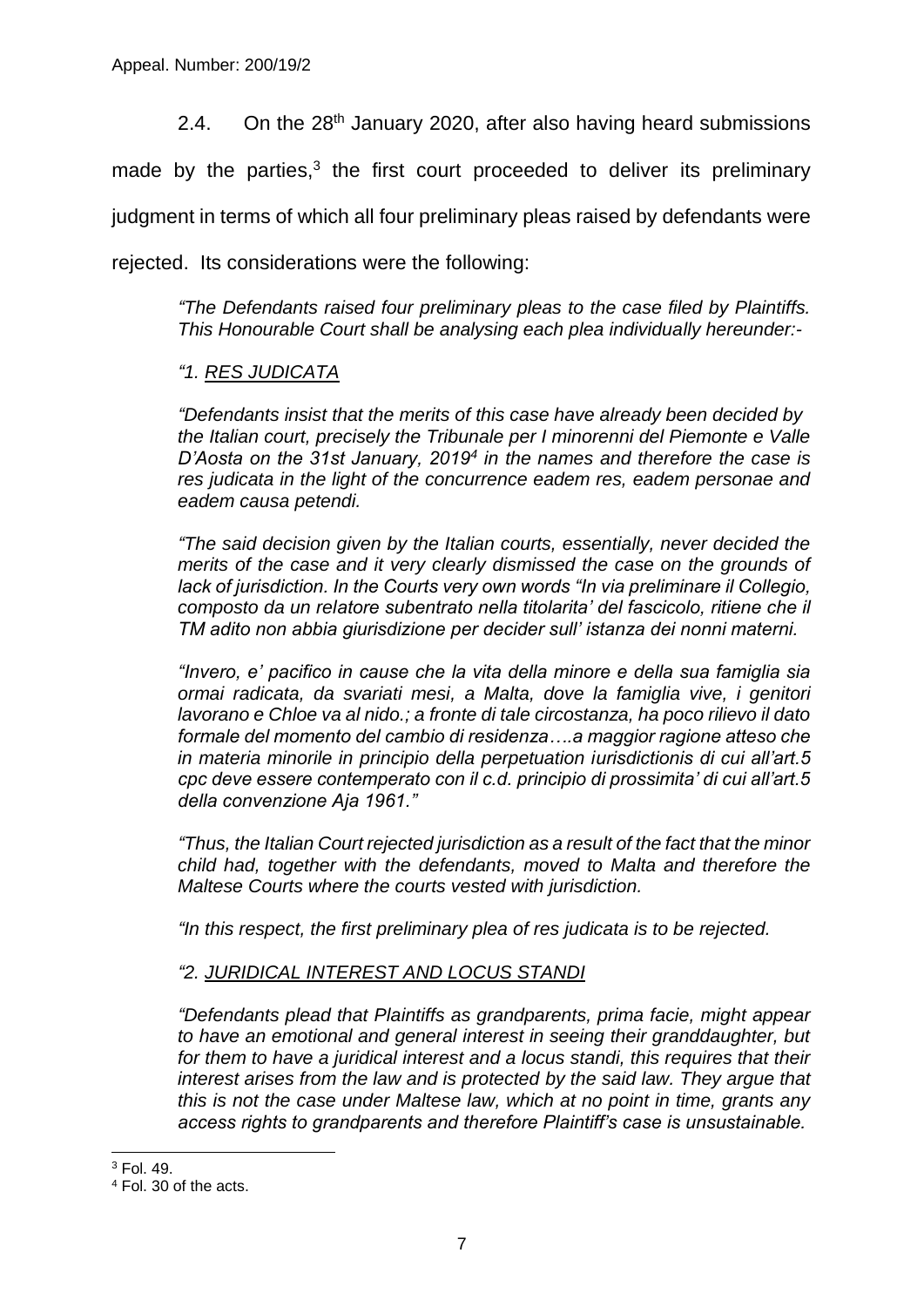2.4. On the 28th January 2020, after also having heard submissions made by the parties,[3] the first court proceeded to deliver its preliminary judgment in terms of which all four preliminary pleas raised by defendants were rejected. Its considerations were the following:

> *"The Defendants raised four preliminary pleas to the case filed by Plaintiffs. This Honourable Court shall be analysing each plea individually hereunder:-*
>
> *"1. <u>RES JUDICATA</u>*
>
> *"Defendants insist that the merits of this case have already been decided by the Italian court, precisely the Tribunale per I minorenni del Piemonte e Valle D'Aosta on the 31st January, 2019[4] in the names and therefore the case is res judicata in the light of the concurrence eadem res, eadem personae and eadem causa petendi.*
>
> *"The said decision given by the Italian courts, essentially, never decided the merits of the case and it very clearly dismissed the case on the grounds of lack of jurisdiction. In the Courts very own words "In via preliminare il Collegio, composto da un relatore subentrato nella titolarita' del fascicolo, ritiene che il TM adito non abbia giurisdizione per decider sull' istanza dei nonni materni.*
>
> *"Invero, e' pacifico in cause che la vita della minore e della sua famiglia sia ormai radicata, da svariati mesi, a Malta, dove la famiglia vive, i genitori lavorano e Chloe va al nido.; a fronte di tale circostanza, ha poco rilievo il dato formale del momento del cambio di residenza….a maggior ragione atteso che in materia minorile in principio della perpetuation iurisdictionis di cui all'art.5 cpc deve essere contemperato con il c.d. principio di prossimita' di cui all'art.5 della convenzione Aja 1961."*
>
> *"Thus, the Italian Court rejected jurisdiction as a result of the fact that the minor child had, together with the defendants, moved to Malta and therefore the Maltese Courts where the courts vested with jurisdiction.*
>
> *"In this respect, the first preliminary plea of res judicata is to be rejected.*
>
> *"2. <u>JURIDICAL INTEREST AND LOCUS STANDI</u>*
>
> *"Defendants plead that Plaintiffs as grandparents, prima facie, might appear to have an emotional and general interest in seeing their granddaughter, but for them to have a juridical interest and a locus standi, this requires that their interest arises from the law and is protected by the said law. They argue that this is not the case under Maltese law, which at no point in time, grants any access rights to grandparents and therefore Plaintiff's case is unsustainable.*

---

[3] Fol. 49.

[4] Fol. 30 of the acts.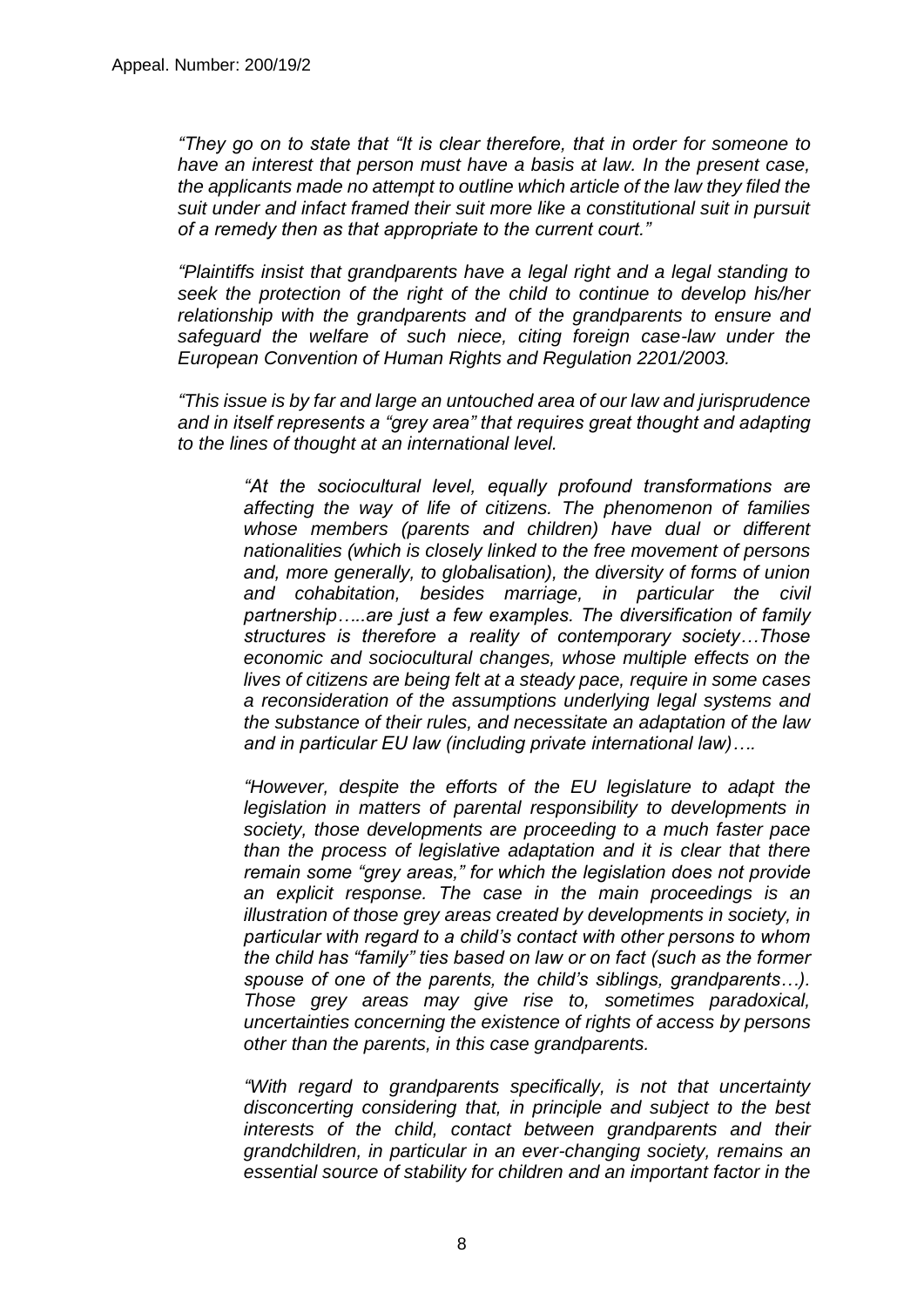*"They go on to state that "It is clear therefore, that in order for someone to have an interest that person must have a basis at law. In the present case, the applicants made no attempt to outline which article of the law they filed the suit under and infact framed their suit more like a constitutional suit in pursuit of a remedy then as that appropriate to the current court."*

*"Plaintiffs insist that grandparents have a legal right and a legal standing to seek the protection of the right of the child to continue to develop his/her relationship with the grandparents and of the grandparents to ensure and safeguard the welfare of such niece, citing foreign case-law under the European Convention of Human Rights and Regulation 2201/2003.*

*"This issue is by far and large an untouched area of our law and jurisprudence and in itself represents a "grey area" that requires great thought and adapting to the lines of thought at an international level.*

> *"At the sociocultural level, equally profound transformations are affecting the way of life of citizens. The phenomenon of families whose members (parents and children) have dual or different nationalities (which is closely linked to the free movement of persons and, more generally, to globalisation), the diversity of forms of union and cohabitation, besides marriage, in particular the civil partnership…..are just a few examples. The diversification of family structures is therefore a reality of contemporary society…Those economic and sociocultural changes, whose multiple effects on the lives of citizens are being felt at a steady pace, require in some cases a reconsideration of the assumptions underlying legal systems and the substance of their rules, and necessitate an adaptation of the law and in particular EU law (including private international law)….*
>
> *"However, despite the efforts of the EU legislature to adapt the legislation in matters of parental responsibility to developments in society, those developments are proceeding to a much faster pace than the process of legislative adaptation and it is clear that there remain some "grey areas," for which the legislation does not provide an explicit response. The case in the main proceedings is an illustration of those grey areas created by developments in society, in particular with regard to a child's contact with other persons to whom the child has "family" ties based on law or on fact (such as the former spouse of one of the parents, the child's siblings, grandparents…). Those grey areas may give rise to, sometimes paradoxical, uncertainties concerning the existence of rights of access by persons other than the parents, in this case grandparents.*
>
> *"With regard to grandparents specifically, is not that uncertainty disconcerting considering that, in principle and subject to the best interests of the child, contact between grandparents and their grandchildren, in particular in an ever-changing society, remains an essential source of stability for children and an important factor in the*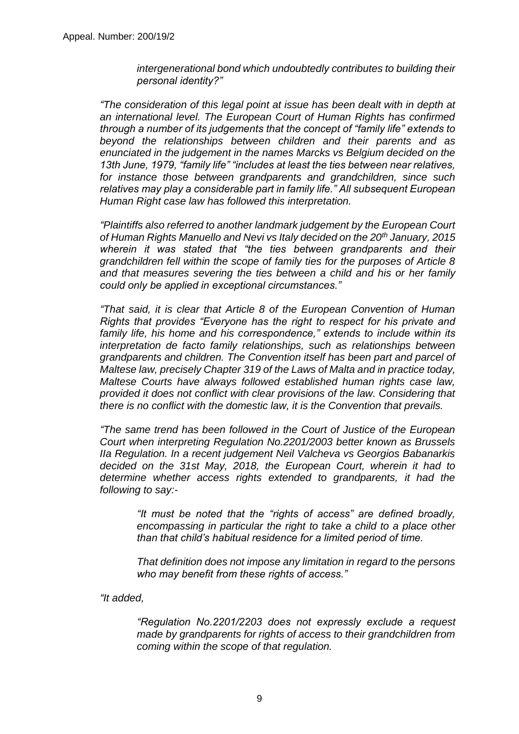*intergenerational bond which undoubtedly contributes to building their personal identity?"*

*"The consideration of this legal point at issue has been dealt with in depth at an international level. The European Court of Human Rights has confirmed through a number of its judgements that the concept of "family life" extends to beyond the relationships between children and their parents and as enunciated in the judgement in the names Marcks vs Belgium decided on the 13th June, 1979, "family life" "includes at least the ties between near relatives, for instance those between grandparents and grandchildren, since such relatives may play a considerable part in family life." All subsequent European Human Right case law has followed this interpretation.*

*"Plaintiffs also referred to another landmark judgement by the European Court of Human Rights Manuello and Nevi vs Italy decided on the 20th January, 2015 wherein it was stated that "the ties between grandparents and their grandchildren fell within the scope of family ties for the purposes of Article 8 and that measures severing the ties between a child and his or her family could only be applied in exceptional circumstances."*

*"That said, it is clear that Article 8 of the European Convention of Human Rights that provides "Everyone has the right to respect for his private and family life, his home and his correspondence," extends to include within its interpretation de facto family relationships, such as relationships between grandparents and children. The Convention itself has been part and parcel of Maltese law, precisely Chapter 319 of the Laws of Malta and in practice today, Maltese Courts have always followed established human rights case law, provided it does not conflict with clear provisions of the law. Considering that there is no conflict with the domestic law, it is the Convention that prevails.*

*"The same trend has been followed in the Court of Justice of the European Court when interpreting Regulation No.2201/2003 better known as Brussels IIa Regulation. In a recent judgement Neil Valcheva vs Georgios Babanarkis decided on the 31st May, 2018, the European Court, wherein it had to determine whether access rights extended to grandparents, it had the following to say:-*

> *"It must be noted that the "rights of access" are defined broadly, encompassing in particular the right to take a child to a place other than that child's habitual residence for a limited period of time.*
>
> *That definition does not impose any limitation in regard to the persons who may benefit from these rights of access."*

*"It added,*

> *"Regulation No.2201/2203 does not expressly exclude a request made by grandparents for rights of access to their grandchildren from coming within the scope of that regulation.*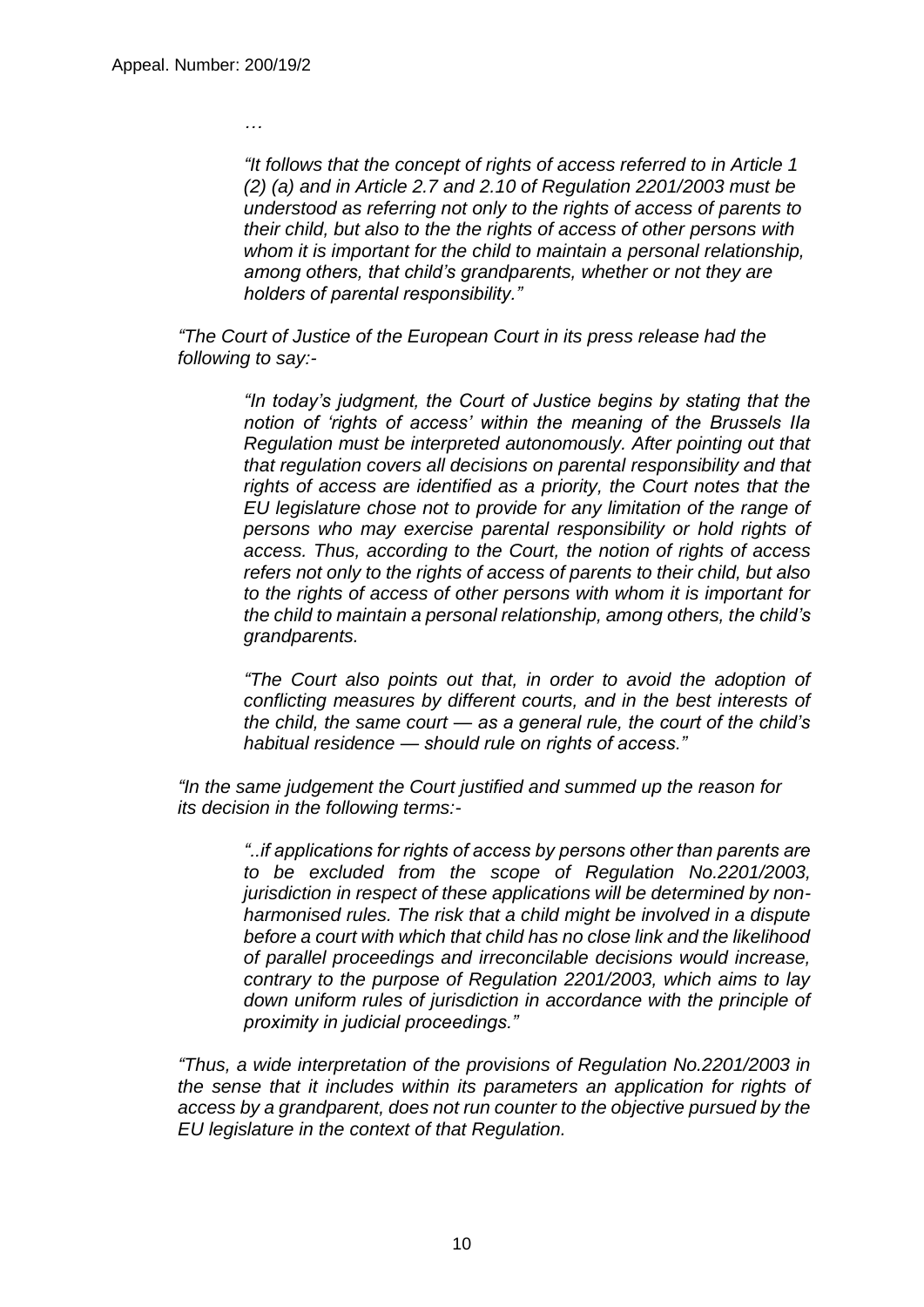…

> *"It follows that the concept of rights of access referred to in Article 1 (2) (a) and in Article 2.7 and 2.10 of Regulation 2201/2003 must be understood as referring not only to the rights of access of parents to their child, but also to the the rights of access of other persons with whom it is important for the child to maintain a personal relationship, among others, that child's grandparents, whether or not they are holders of parental responsibility."*

*"The Court of Justice of the European Court in its press release had the following to say:-*

> *"In today's judgment, the Court of Justice begins by stating that the notion of 'rights of access' within the meaning of the Brussels IIa Regulation must be interpreted autonomously. After pointing out that that regulation covers all decisions on parental responsibility and that rights of access are identified as a priority, the Court notes that the EU legislature chose not to provide for any limitation of the range of persons who may exercise parental responsibility or hold rights of access. Thus, according to the Court, the notion of rights of access refers not only to the rights of access of parents to their child, but also to the rights of access of other persons with whom it is important for the child to maintain a personal relationship, among others, the child's grandparents.*
>
> *"The Court also points out that, in order to avoid the adoption of conflicting measures by different courts, and in the best interests of the child, the same court — as a general rule, the court of the child's habitual residence — should rule on rights of access."*

*"In the same judgement the Court justified and summed up the reason for its decision in the following terms:-*

> *"..if applications for rights of access by persons other than parents are to be excluded from the scope of Regulation No.2201/2003, jurisdiction in respect of these applications will be determined by non-harmonised rules. The risk that a child might be involved in a dispute before a court with which that child has no close link and the likelihood of parallel proceedings and irreconcilable decisions would increase, contrary to the purpose of Regulation 2201/2003, which aims to lay down uniform rules of jurisdiction in accordance with the principle of proximity in judicial proceedings."*

*"Thus, a wide interpretation of the provisions of Regulation No.2201/2003 in the sense that it includes within its parameters an application for rights of access by a grandparent, does not run counter to the objective pursued by the EU legislature in the context of that Regulation.*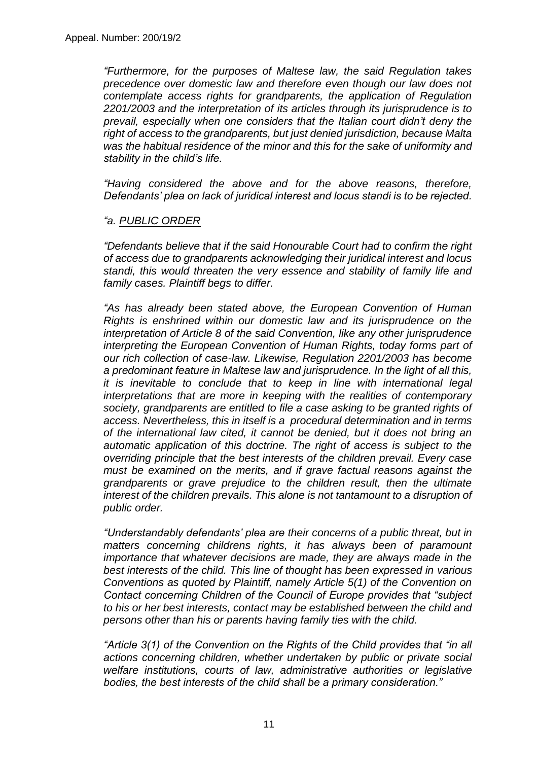*"Furthermore, for the purposes of Maltese law, the said Regulation takes precedence over domestic law and therefore even though our law does not contemplate access rights for grandparents, the application of Regulation 2201/2003 and the interpretation of its articles through its jurisprudence is to prevail, especially when one considers that the Italian court didn't deny the right of access to the grandparents, but just denied jurisdiction, because Malta was the habitual residence of the minor and this for the sake of uniformity and stability in the child's life.*

*"Having considered the above and for the above reasons, therefore, Defendants' plea on lack of juridical interest and locus standi is to be rejected.*

*"a. <u>PUBLIC ORDER</u>*

*"Defendants believe that if the said Honourable Court had to confirm the right of access due to grandparents acknowledging their juridical interest and locus standi, this would threaten the very essence and stability of family life and family cases. Plaintiff begs to differ.*

*"As has already been stated above, the European Convention of Human Rights is enshrined within our domestic law and its jurisprudence on the interpretation of Article 8 of the said Convention, like any other jurisprudence interpreting the European Convention of Human Rights, today forms part of our rich collection of case-law. Likewise, Regulation 2201/2003 has become a predominant feature in Maltese law and jurisprudence. In the light of all this, it is inevitable to conclude that to keep in line with international legal interpretations that are more in keeping with the realities of contemporary society, grandparents are entitled to file a case asking to be granted rights of access. Nevertheless, this in itself is a procedural determination and in terms of the international law cited, it cannot be denied, but it does not bring an automatic application of this doctrine. The right of access is subject to the overriding principle that the best interests of the children prevail. Every case must be examined on the merits, and if grave factual reasons against the grandparents or grave prejudice to the children result, then the ultimate interest of the children prevails. This alone is not tantamount to a disruption of public order.*

*"Understandably defendants' plea are their concerns of a public threat, but in matters concerning childrens rights, it has always been of paramount importance that whatever decisions are made, they are always made in the best interests of the child. This line of thought has been expressed in various Conventions as quoted by Plaintiff, namely Article 5(1) of the Convention on Contact concerning Children of the Council of Europe provides that "subject to his or her best interests, contact may be established between the child and persons other than his or parents having family ties with the child.*

*"Article 3(1) of the Convention on the Rights of the Child provides that "in all actions concerning children, whether undertaken by public or private social welfare institutions, courts of law, administrative authorities or legislative bodies, the best interests of the child shall be a primary consideration."*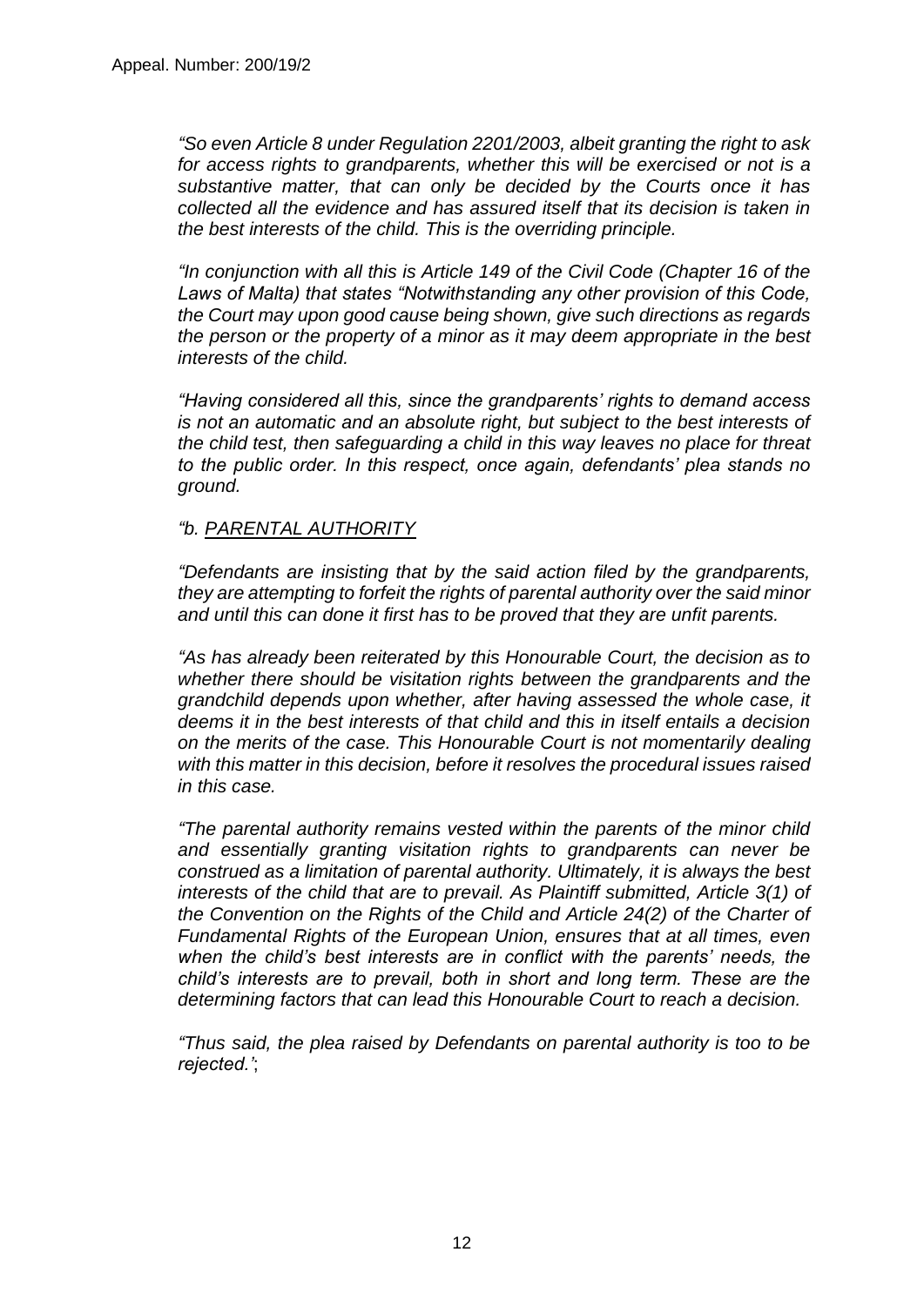*"So even Article 8 under Regulation 2201/2003, albeit granting the right to ask for access rights to grandparents, whether this will be exercised or not is a substantive matter, that can only be decided by the Courts once it has collected all the evidence and has assured itself that its decision is taken in the best interests of the child. This is the overriding principle.*

*"In conjunction with all this is Article 149 of the Civil Code (Chapter 16 of the Laws of Malta) that states "Notwithstanding any other provision of this Code, the Court may upon good cause being shown, give such directions as regards the person or the property of a minor as it may deem appropriate in the best interests of the child.*

*"Having considered all this, since the grandparents' rights to demand access is not an automatic and an absolute right, but subject to the best interests of the child test, then safeguarding a child in this way leaves no place for threat to the public order. In this respect, once again, defendants' plea stands no ground.*

*"b. PARENTAL AUTHORITY*

*"Defendants are insisting that by the said action filed by the grandparents, they are attempting to forfeit the rights of parental authority over the said minor and until this can done it first has to be proved that they are unfit parents.*

*"As has already been reiterated by this Honourable Court, the decision as to whether there should be visitation rights between the grandparents and the grandchild depends upon whether, after having assessed the whole case, it deems it in the best interests of that child and this in itself entails a decision on the merits of the case. This Honourable Court is not momentarily dealing with this matter in this decision, before it resolves the procedural issues raised in this case.*

*"The parental authority remains vested within the parents of the minor child and essentially granting visitation rights to grandparents can never be construed as a limitation of parental authority. Ultimately, it is always the best interests of the child that are to prevail. As Plaintiff submitted, Article 3(1) of the Convention on the Rights of the Child and Article 24(2) of the Charter of Fundamental Rights of the European Union, ensures that at all times, even when the child's best interests are in conflict with the parents' needs, the child's interests are to prevail, both in short and long term. These are the determining factors that can lead this Honourable Court to reach a decision.*

*"Thus said, the plea raised by Defendants on parental authority is too to be rejected.'*;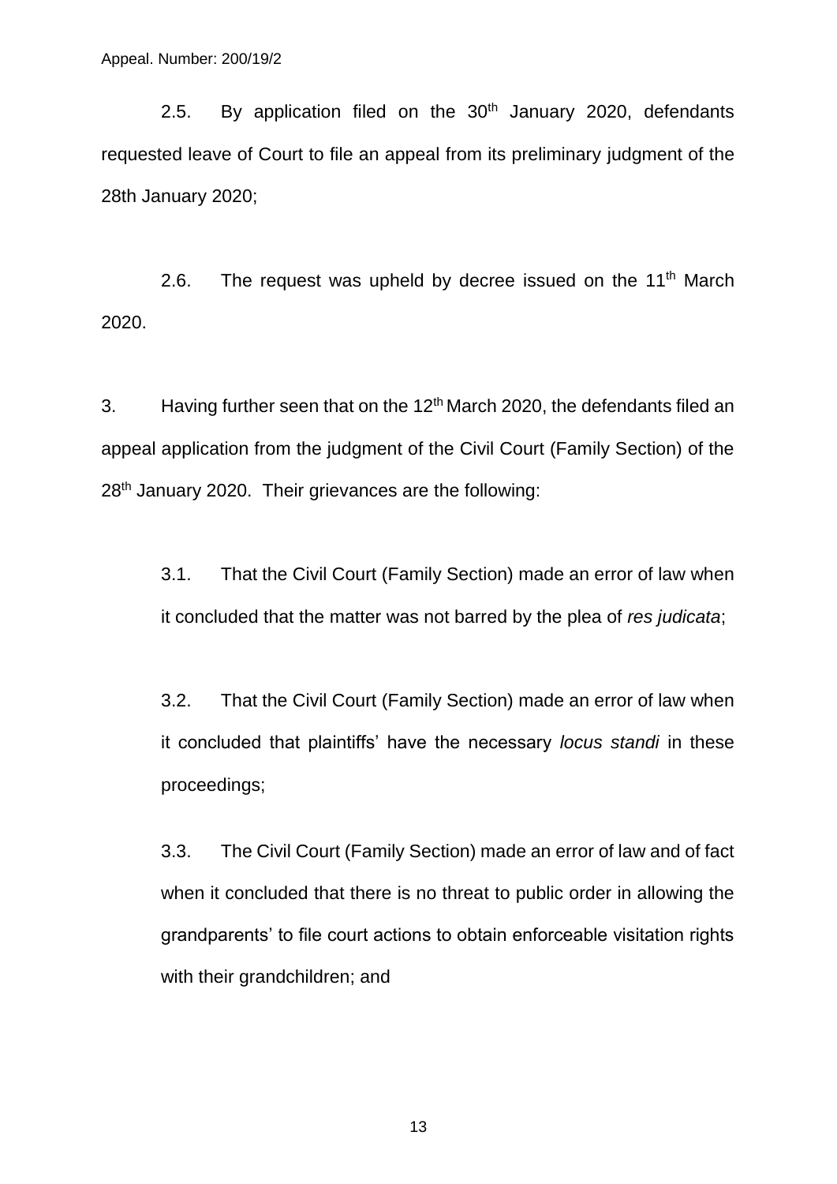2.5. By application filed on the 30th January 2020, defendants requested leave of Court to file an appeal from its preliminary judgment of the 28th January 2020;

2.6. The request was upheld by decree issued on the 11th March 2020.

3. Having further seen that on the 12th March 2020, the defendants filed an appeal application from the judgment of the Civil Court (Family Section) of the 28th January 2020. Their grievances are the following:

> 3.1. That the Civil Court (Family Section) made an error of law when it concluded that the matter was not barred by the plea of *res judicata*;
>
> 3.2. That the Civil Court (Family Section) made an error of law when it concluded that plaintiffs' have the necessary *locus standi* in these proceedings;
>
> 3.3. The Civil Court (Family Section) made an error of law and of fact when it concluded that there is no threat to public order in allowing the grandparents' to file court actions to obtain enforceable visitation rights with their grandchildren; and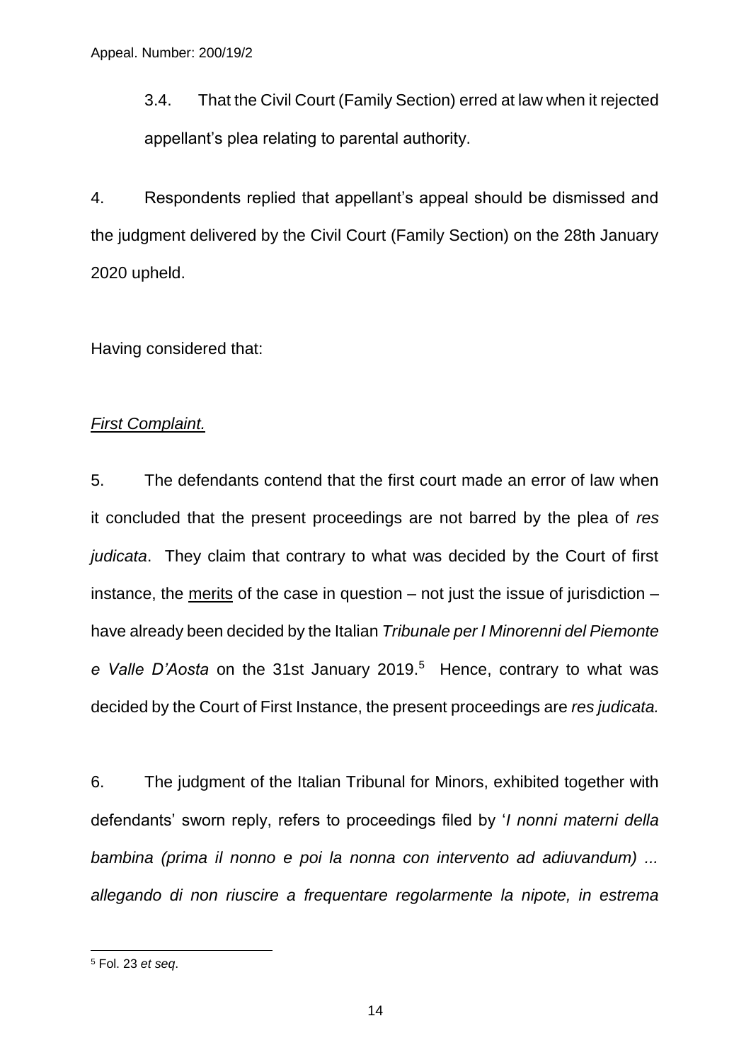3.4. That the Civil Court (Family Section) erred at law when it rejected appellant's plea relating to parental authority.

4. Respondents replied that appellant's appeal should be dismissed and the judgment delivered by the Civil Court (Family Section) on the 28th January 2020 upheld.

Having considered that:

*First Complaint.*

5. The defendants contend that the first court made an error of law when it concluded that the present proceedings are not barred by the plea of *res judicata*. They claim that contrary to what was decided by the Court of first instance, the merits of the case in question – not just the issue of jurisdiction – have already been decided by the Italian *Tribunale per I Minorenni del Piemonte e Valle D'Aosta* on the 31st January 2019.[5] Hence, contrary to what was decided by the Court of First Instance, the present proceedings are *res judicata.*

6. The judgment of the Italian Tribunal for Minors, exhibited together with defendants' sworn reply, refers to proceedings filed by '*I nonni materni della bambina (prima il nonno e poi la nonna con intervento ad adiuvandum) ... allegando di non riuscire a frequentare regolarmente la nipote, in estrema*

[5] Fol. 23 *et seq*.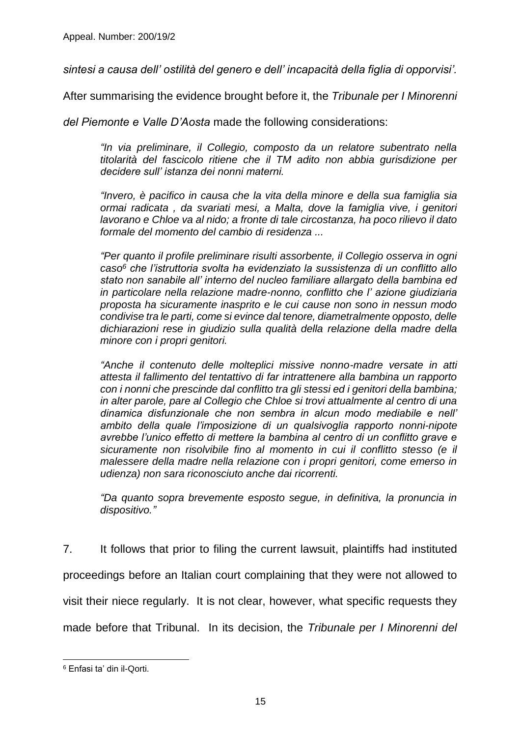*sintesi a causa dell' ostilità del genero e dell' incapacità della figlia di opporvisi'.*

After summarising the evidence brought before it, the *Tribunale per I Minorenni del Piemonte e Valle D'Aosta* made the following considerations:

> *"In via preliminare, il Collegio, composto da un relatore subentrato nella titolarità del fascicolo ritiene che il TM adito non abbia gurisdizione per decidere sull' istanza dei nonni materni.*
>
> *"Invero, è pacifico in causa che la vita della minore e della sua famiglia sia ormai radicata , da svariati mesi, a Malta, dove la famiglia vive, i genitori lavorano e Chloe va al nido; a fronte di tale circostanza, ha poco rilievo il dato formale del momento del cambio di residenza ...*
>
> *"Per quanto il profile preliminare risulti assorbente, il Collegio osserva in ogni caso[6] che l'istruttoria svolta ha evidenziato la sussistenza di un conflitto allo stato non sanabile all' interno del nucleo familiare allargato della bambina ed in particolare nella relazione madre-nonno, conflitto che l' azione giudiziaria proposta ha sicuramente inasprito e le cui cause non sono in nessun modo condivise tra le parti, come si evince dal tenore, diametralmente opposto, delle dichiarazioni rese in giudizio sulla qualità della relazione della madre della minore con i propri genitori.*
>
> *"Anche il contenuto delle molteplici missive nonno-madre versate in atti attesta il fallimento del tentattivo di far intrattenere alla bambina un rapporto con i nonni che prescinde dal conflitto tra gli stessi ed i genitori della bambina; in altre parole, pare al Collegio che Chloe si trovi attualmente al centro di una dinamica disfunzionale che non sembra in alcun modo mediabile e nell' ambito della quale l'imposizione di un qualsivoglia rapporto nonni-nipote avrebbe l'unico effetto di mettere la bambina al centro di un conflitto grave e sicuramente non risolvibile fino al momento in cui il conflitto stesso (e il malessere della madre nella relazione con i propri genitori, come emerso in udienza) non sara riconosciuto anche dai ricorrenti.*
>
> *"Da quanto sopra brevemente esposto segue, in definitiva, la pronuncia in dispositivo."*

7. It follows that prior to filing the current lawsuit, plaintiffs had instituted proceedings before an Italian court complaining that they were not allowed to visit their niece regularly. It is not clear, however, what specific requests they made before that Tribunal. In its decision, the *Tribunale per I Minorenni del*

---

[6] Enfasi ta' din il-Qorti.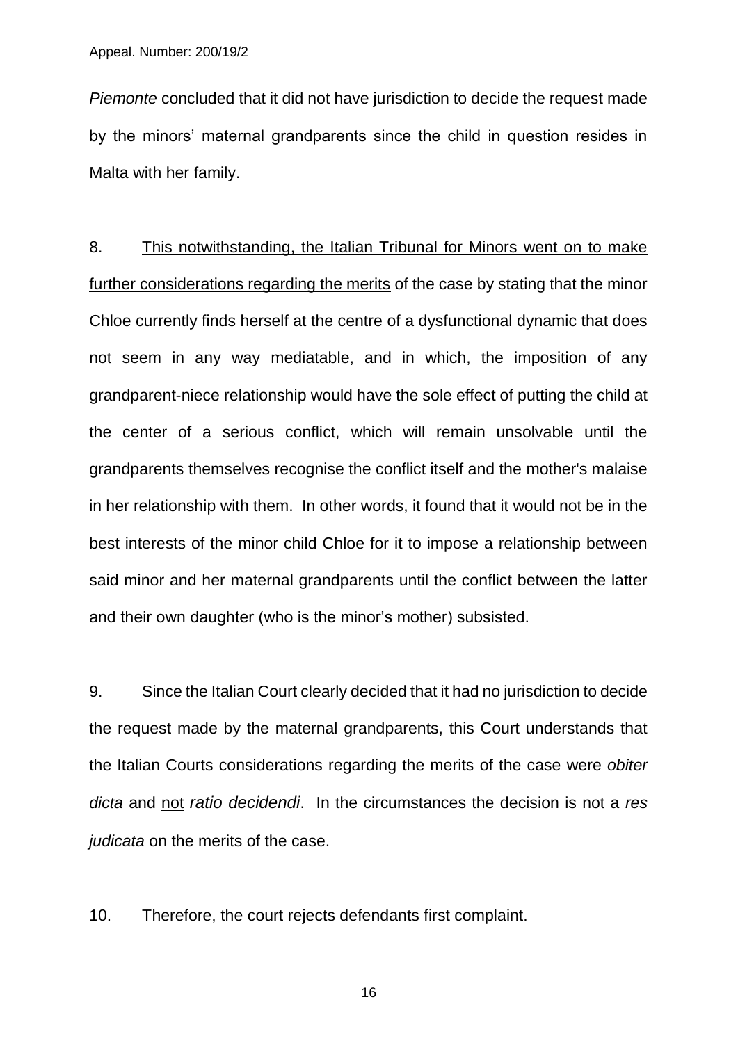*Piemonte* concluded that it did not have jurisdiction to decide the request made by the minors' maternal grandparents since the child in question resides in Malta with her family.

8. <u>This notwithstanding, the Italian Tribunal for Minors went on to make further considerations regarding the merits</u> of the case by stating that the minor Chloe currently finds herself at the centre of a dysfunctional dynamic that does not seem in any way mediatable, and in which, the imposition of any grandparent-niece relationship would have the sole effect of putting the child at the center of a serious conflict, which will remain unsolvable until the grandparents themselves recognise the conflict itself and the mother's malaise in her relationship with them. In other words, it found that it would not be in the best interests of the minor child Chloe for it to impose a relationship between said minor and her maternal grandparents until the conflict between the latter and their own daughter (who is the minor's mother) subsisted.

9. Since the Italian Court clearly decided that it had no jurisdiction to decide the request made by the maternal grandparents, this Court understands that the Italian Courts considerations regarding the merits of the case were *obiter dicta* and <u>not</u> *ratio decidendi*. In the circumstances the decision is not a *res judicata* on the merits of the case.

10. Therefore, the court rejects defendants first complaint.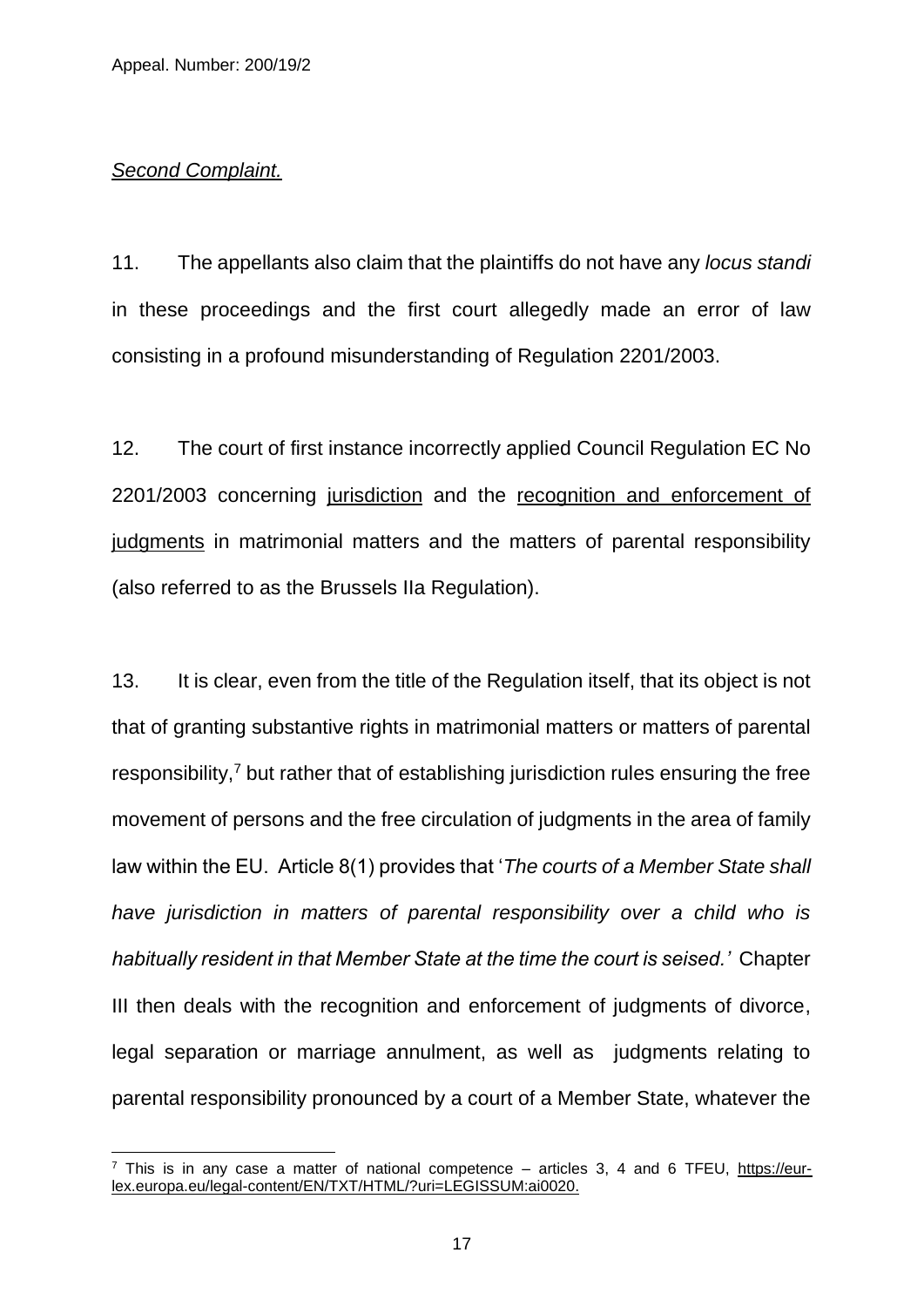*Second Complaint.*

11. The appellants also claim that the plaintiffs do not have any *locus standi* in these proceedings and the first court allegedly made an error of law consisting in a profound misunderstanding of Regulation 2201/2003.

12. The court of first instance incorrectly applied Council Regulation EC No 2201/2003 concerning jurisdiction and the recognition and enforcement of judgments in matrimonial matters and the matters of parental responsibility (also referred to as the Brussels IIa Regulation).

13. It is clear, even from the title of the Regulation itself, that its object is not that of granting substantive rights in matrimonial matters or matters of parental responsibility,[7] but rather that of establishing jurisdiction rules ensuring the free movement of persons and the free circulation of judgments in the area of family law within the EU. Article 8(1) provides that '*The courts of a Member State shall have jurisdiction in matters of parental responsibility over a child who is habitually resident in that Member State at the time the court is seised.'* Chapter III then deals with the recognition and enforcement of judgments of divorce, legal separation or marriage annulment, as well as judgments relating to parental responsibility pronounced by a court of a Member State, whatever the

[7] This is in any case a matter of national competence – articles 3, 4 and 6 TFEU, https://eur-lex.europa.eu/legal-content/EN/TXT/HTML/?uri=LEGISSUM:ai0020.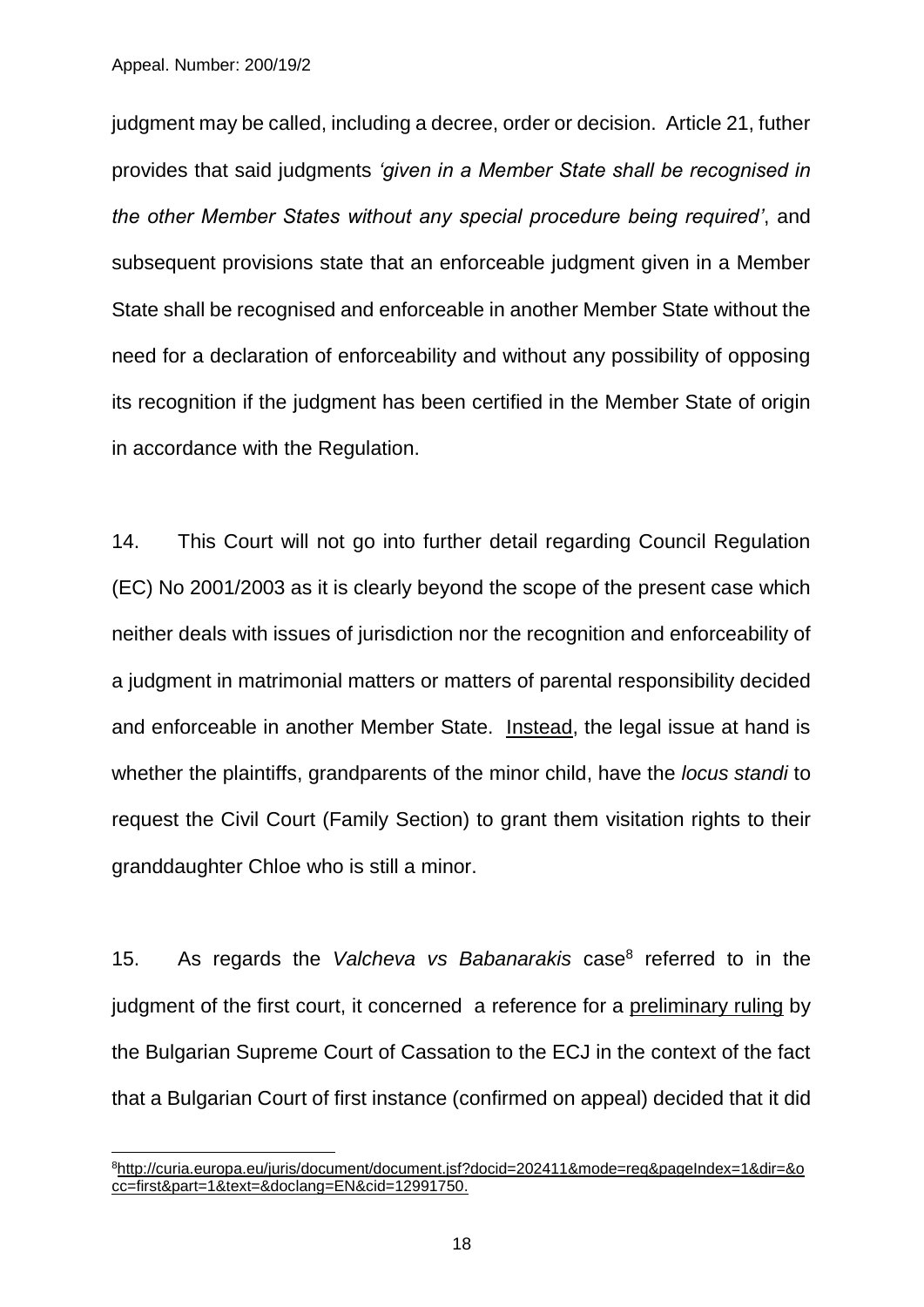judgment may be called, including a decree, order or decision. Article 21, futher provides that said judgments *'given in a Member State shall be recognised in the other Member States without any special procedure being required'*, and subsequent provisions state that an enforceable judgment given in a Member State shall be recognised and enforceable in another Member State without the need for a declaration of enforceability and without any possibility of opposing its recognition if the judgment has been certified in the Member State of origin in accordance with the Regulation.

14. This Court will not go into further detail regarding Council Regulation (EC) No 2001/2003 as it is clearly beyond the scope of the present case which neither deals with issues of jurisdiction nor the recognition and enforceability of a judgment in matrimonial matters or matters of parental responsibility decided and enforceable in another Member State. Instead, the legal issue at hand is whether the plaintiffs, grandparents of the minor child, have the *locus standi* to request the Civil Court (Family Section) to grant them visitation rights to their granddaughter Chloe who is still a minor.

15. As regards the *Valcheva vs Babanarakis* case[8] referred to in the judgment of the first court, it concerned a reference for a preliminary ruling by the Bulgarian Supreme Court of Cassation to the ECJ in the context of the fact that a Bulgarian Court of first instance (confirmed on appeal) decided that it did

---

[8] http://curia.europa.eu/juris/document/document.jsf?docid=202411&mode=req&pageIndex=1&dir=&occ=first&part=1&text=&doclang=EN&cid=12991750.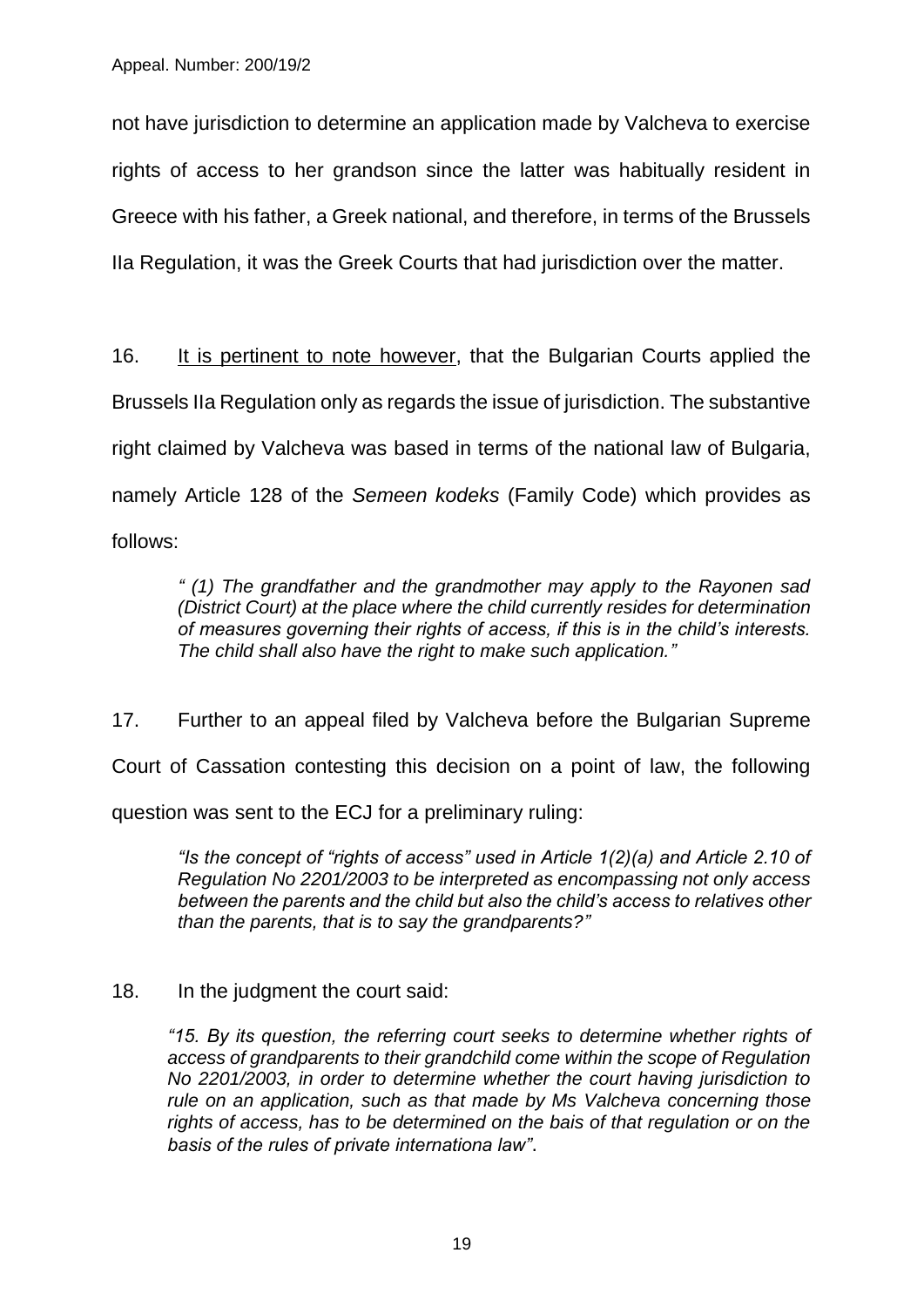not have jurisdiction to determine an application made by Valcheva to exercise rights of access to her grandson since the latter was habitually resident in Greece with his father, a Greek national, and therefore, in terms of the Brussels IIa Regulation, it was the Greek Courts that had jurisdiction over the matter.

16. It is pertinent to note however, that the Bulgarian Courts applied the Brussels IIa Regulation only as regards the issue of jurisdiction. The substantive right claimed by Valcheva was based in terms of the national law of Bulgaria, namely Article 128 of the *Semeen kodeks* (Family Code) which provides as follows:

> *" (1) The grandfather and the grandmother may apply to the Rayonen sad (District Court) at the place where the child currently resides for determination of measures governing their rights of access, if this is in the child's interests. The child shall also have the right to make such application."*

17. Further to an appeal filed by Valcheva before the Bulgarian Supreme Court of Cassation contesting this decision on a point of law, the following question was sent to the ECJ for a preliminary ruling:

> *"Is the concept of "rights of access" used in Article 1(2)(a) and Article 2.10 of Regulation No 2201/2003 to be interpreted as encompassing not only access between the parents and the child but also the child's access to relatives other than the parents, that is to say the grandparents?"*

18. In the judgment the court said:

> *"15. By its question, the referring court seeks to determine whether rights of access of grandparents to their grandchild come within the scope of Regulation No 2201/2003, in order to determine whether the court having jurisdiction to rule on an application, such as that made by Ms Valcheva concerning those rights of access, has to be determined on the bais of that regulation or on the basis of the rules of private internationa law".*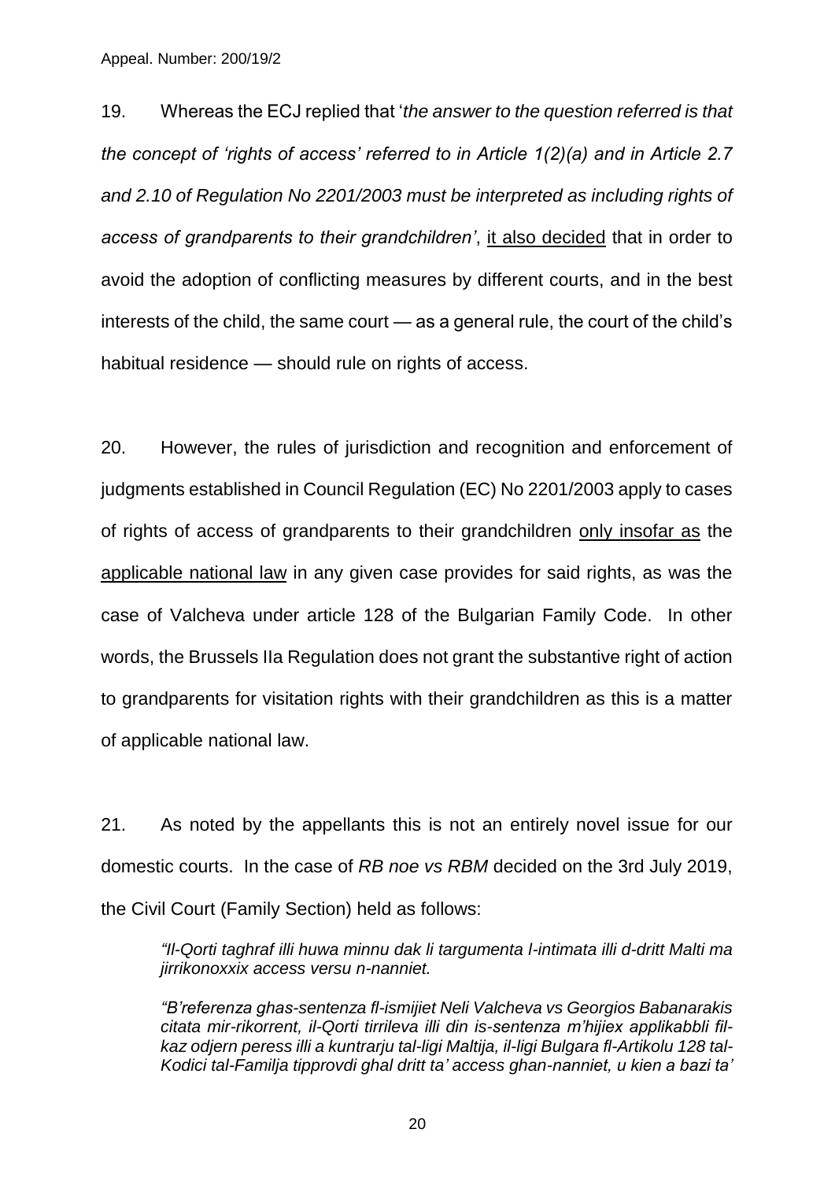19. Whereas the ECJ replied that '*the answer to the question referred is that the concept of 'rights of access' referred to in Article 1(2)(a) and in Article 2.7 and 2.10 of Regulation No 2201/2003 must be interpreted as including rights of access of grandparents to their grandchildren'*, <u>it also decided</u> that in order to avoid the adoption of conflicting measures by different courts, and in the best interests of the child, the same court — as a general rule, the court of the child's habitual residence — should rule on rights of access.

20. However, the rules of jurisdiction and recognition and enforcement of judgments established in Council Regulation (EC) No 2201/2003 apply to cases of rights of access of grandparents to their grandchildren <u>only insofar as</u> the <u>applicable national law</u> in any given case provides for said rights, as was the case of Valcheva under article 128 of the Bulgarian Family Code. In other words, the Brussels IIa Regulation does not grant the substantive right of action to grandparents for visitation rights with their grandchildren as this is a matter of applicable national law.

21. As noted by the appellants this is not an entirely novel issue for our domestic courts. In the case of *RB noe vs RBM* decided on the 3rd July 2019, the Civil Court (Family Section) held as follows:

> *"Il-Qorti taghraf illi huwa minnu dak li targumenta l-intimata illi d-dritt Malti ma jirrikonoxxix access versu n-nanniet.*
>
> *"B'referenza ghas-sentenza fl-ismijiet Neli Valcheva vs Georgios Babanarakis citata mir-rikorrent, il-Qorti tirrileva illi din is-sentenza m'hijiex applikabbli fil-kaz odjern peress illi a kuntrarju tal-ligi Maltija, il-ligi Bulgara fl-Artikolu 128 tal-Kodici tal-Familja tipprovdi ghal dritt ta' access ghan-nanniet, u kien a bazi ta'*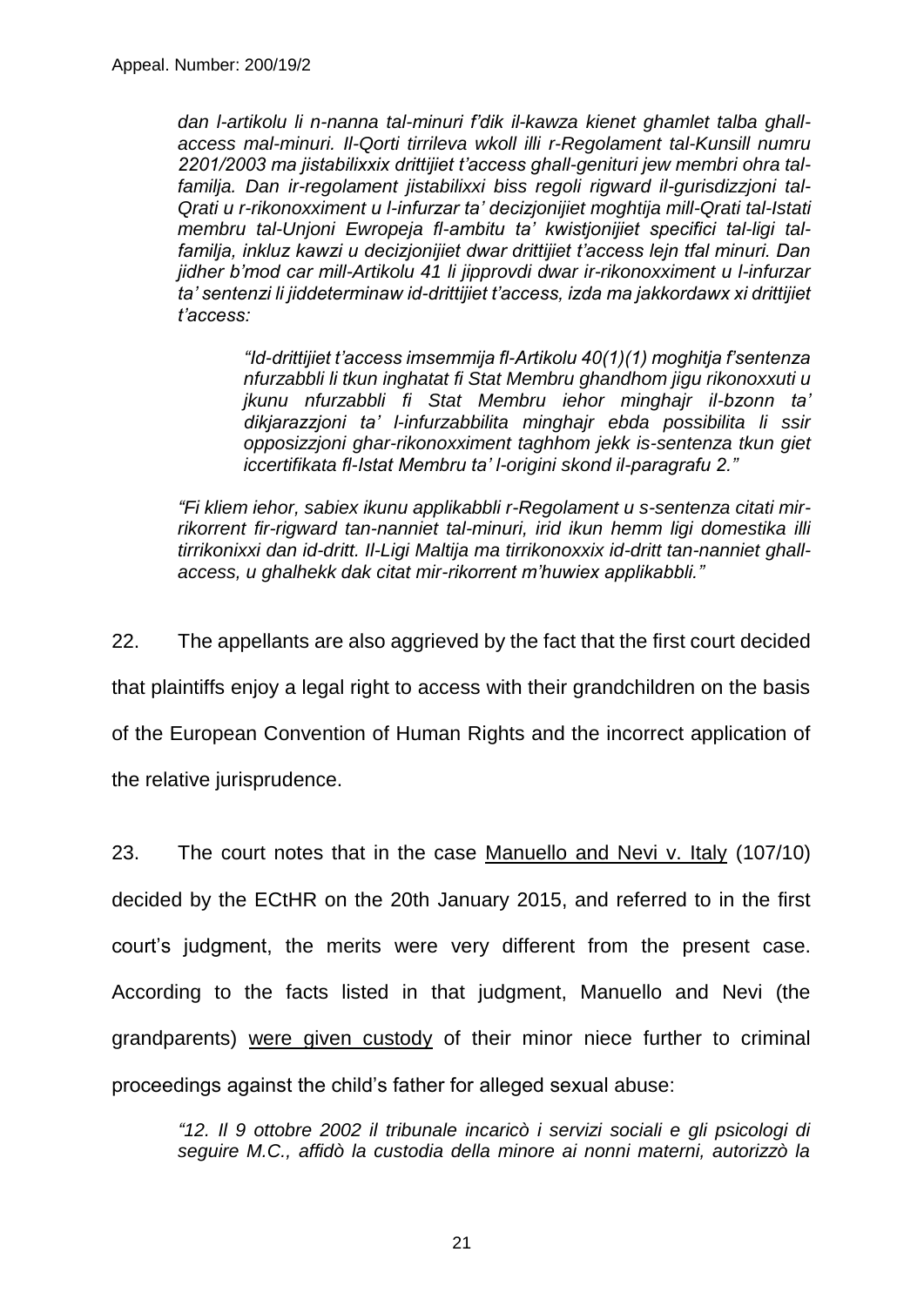*dan l-artikolu li n-nanna tal-minuri f'dik il-kawza kienet ghamlet talba ghall-access mal-minuri. Il-Qorti tirrileva wkoll illi r-Regolament tal-Kunsill numru 2201/2003 ma jistabilixxix drittijiet t'access ghall-genituri jew membri ohra tal-familja. Dan ir-regolament jistabilixxi biss regoli rigward il-gurisdizzjoni tal-Qrati u r-rikonoxximent u l-infurzar ta' decizjonijiet moghtija mill-Qrati tal-Istati membru tal-Unjoni Ewropeja fl-ambitu ta' kwistjonijiet specifici tal-ligi tal-familja, inkluz kawzi u decizjonijiet dwar drittijiet t'access lejn tfal minuri. Dan jidher b'mod car mill-Artikolu 41 li jipprovdi dwar ir-rikonoxximent u l-infurzar ta' sentenzi li jiddeterminaw id-drittijiet t'access, izda ma jakkordawx xi drittijiet t'access:*

> *"Id-drittijiet t'access imsemmija fl-Artikolu 40(1)(1) moghtija f'sentenza nfurzabbli li tkun inghatat fi Stat Membru ghandhom jigu rikonoxxuti u jkunu nfurzabbli fi Stat Membru iehor minghajr il-bzonn ta' dikjarazzjoni ta' l-infurzabbilita minghajr ebda possibilita li ssir opposizzjoni ghar-rikonoxximent taghhom jekk is-sentenza tkun giet iccertifikata fl-Istat Membru ta' l-origini skond il-paragrafu 2."*

*"Fi kliem iehor, sabiex ikunu applikabbli r-Regolament u s-sentenza citati mir-rikorrent fir-rigward tan-nanniet tal-minuri, irid ikun hemm ligi domestika illi tirrikonixxi dan id-dritt. Il-Ligi Maltija ma tirrikonoxxix id-dritt tan-nanniet ghall-access, u ghalhekk dak citat mir-rikorrent m'huwiex applikabbli."*

22. The appellants are also aggrieved by the fact that the first court decided that plaintiffs enjoy a legal right to access with their grandchildren on the basis of the European Convention of Human Rights and the incorrect application of the relative jurisprudence.

23. The court notes that in the case Manuello and Nevi v. Italy (107/10) decided by the ECtHR on the 20th January 2015, and referred to in the first court's judgment, the merits were very different from the present case. According to the facts listed in that judgment, Manuello and Nevi (the grandparents) were given custody of their minor niece further to criminal proceedings against the child's father for alleged sexual abuse:

> *"12. Il 9 ottobre 2002 il tribunale incaricò i servizi sociali e gli psicologi di seguire M.C., affidò la custodia della minore ai nonni materni, autorizzò la*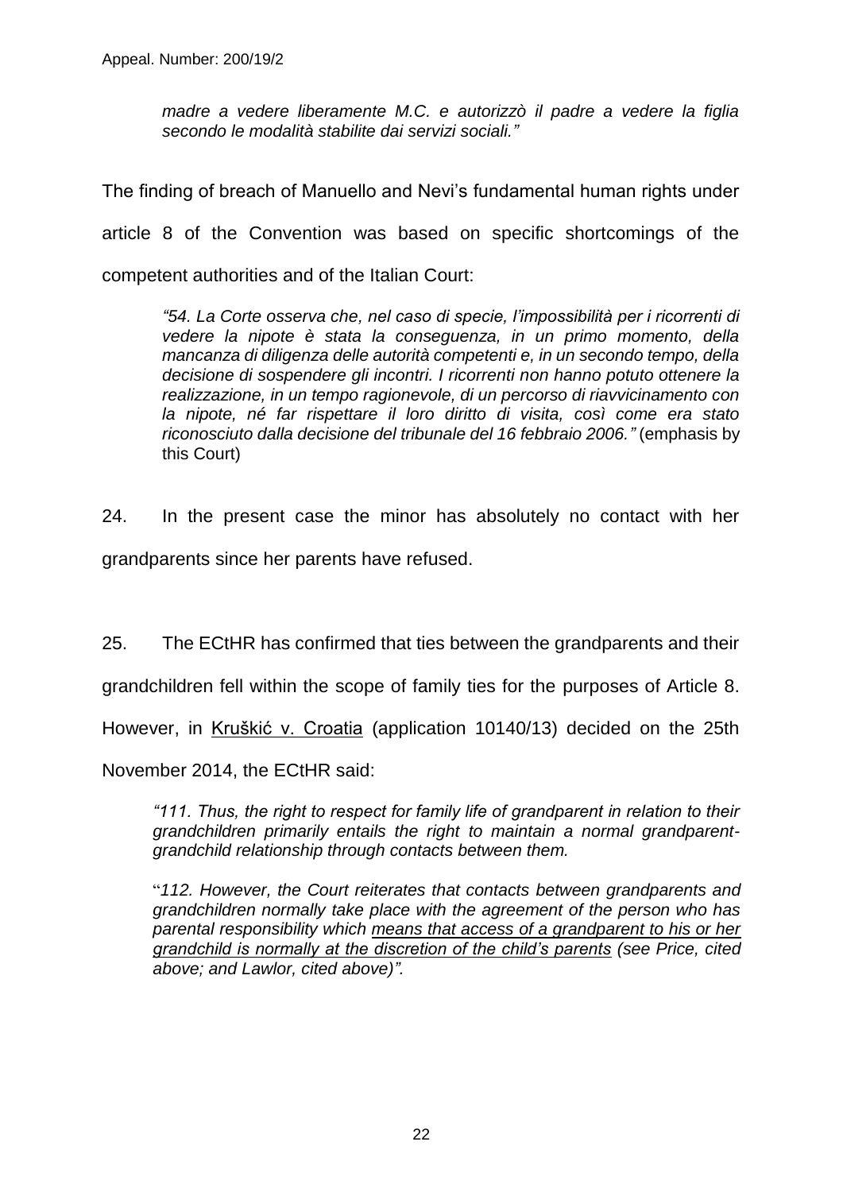> *madre a vedere liberamente M.C. e autorizzò il padre a vedere la figlia secondo le modalità stabilite dai servizi sociali."*

The finding of breach of Manuello and Nevi's fundamental human rights under article 8 of the Convention was based on specific shortcomings of the competent authorities and of the Italian Court:

> *"54. La Corte osserva che, nel caso di specie, l'impossibilità per i ricorrenti di vedere la nipote è stata la conseguenza, in un primo momento, della mancanza di diligenza delle autorità competenti e, in un secondo tempo, della decisione di sospendere gli incontri. I ricorrenti non hanno potuto ottenere la realizzazione, in un tempo ragionevole, di un percorso di riavvicinamento con la nipote, né far rispettare il loro diritto di visita, così come era stato riconosciuto dalla decisione del tribunale del 16 febbraio 2006."* (emphasis by this Court)

24. In the present case the minor has absolutely no contact with her grandparents since her parents have refused.

25. The ECtHR has confirmed that ties between the grandparents and their grandchildren fell within the scope of family ties for the purposes of Article 8. However, in Kruškić v. Croatia (application 10140/13) decided on the 25th November 2014, the ECtHR said:

> *"111. Thus, the right to respect for family life of grandparent in relation to their grandchildren primarily entails the right to maintain a normal grandparent-grandchild relationship through contacts between them.*
>
> "*112. However, the Court reiterates that contacts between grandparents and grandchildren normally take place with the agreement of the person who has parental responsibility which means that access of a grandparent to his or her grandchild is normally at the discretion of the child's parents (see Price, cited above; and Lawlor, cited above)".*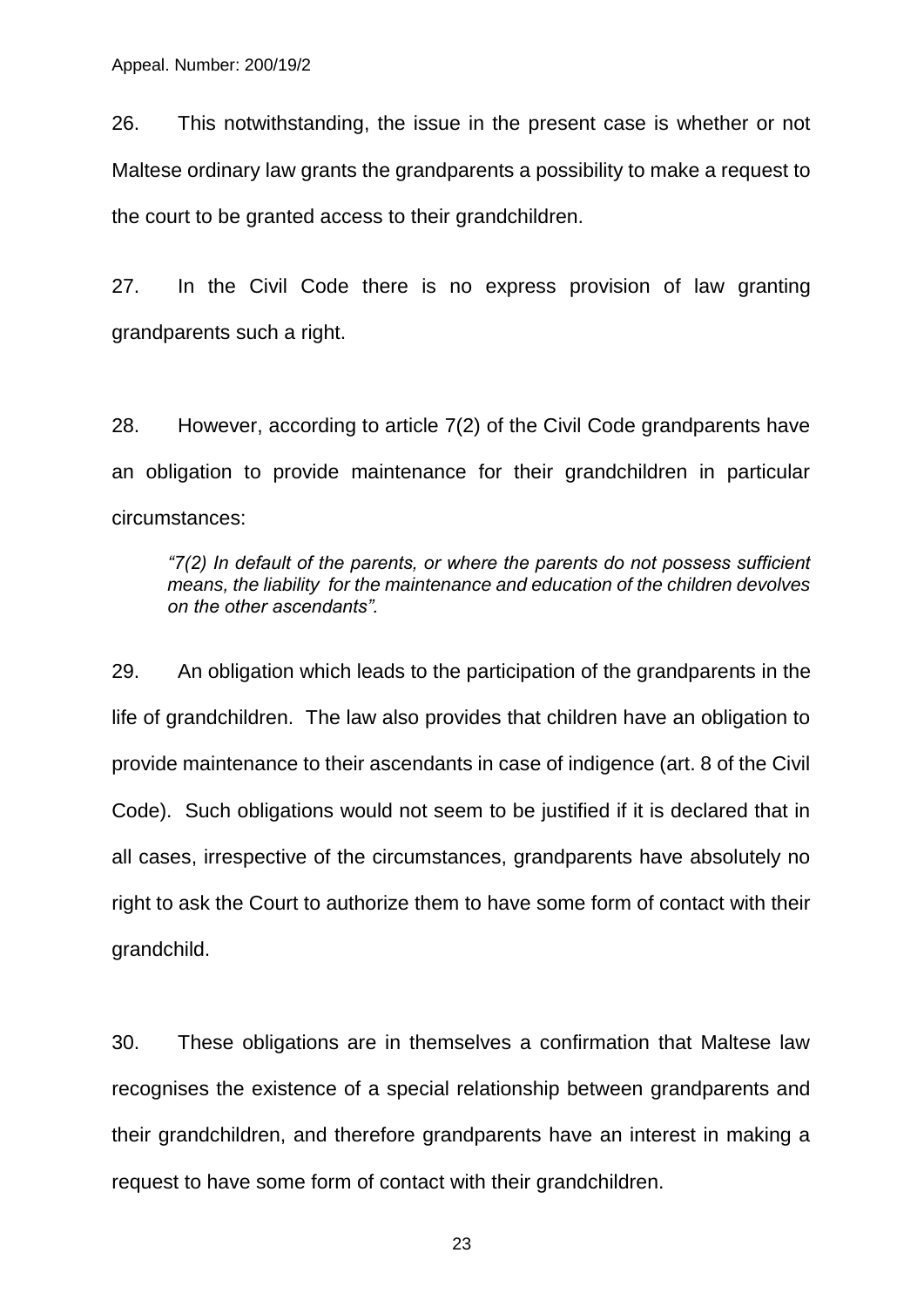26. This notwithstanding, the issue in the present case is whether or not Maltese ordinary law grants the grandparents a possibility to make a request to the court to be granted access to their grandchildren.

27. In the Civil Code there is no express provision of law granting grandparents such a right.

28. However, according to article 7(2) of the Civil Code grandparents have an obligation to provide maintenance for their grandchildren in particular circumstances:

> *"7(2) In default of the parents, or where the parents do not possess sufficient means, the liability for the maintenance and education of the children devolves on the other ascendants".*

29. An obligation which leads to the participation of the grandparents in the life of grandchildren. The law also provides that children have an obligation to provide maintenance to their ascendants in case of indigence (art. 8 of the Civil Code). Such obligations would not seem to be justified if it is declared that in all cases, irrespective of the circumstances, grandparents have absolutely no right to ask the Court to authorize them to have some form of contact with their grandchild.

30. These obligations are in themselves a confirmation that Maltese law recognises the existence of a special relationship between grandparents and their grandchildren, and therefore grandparents have an interest in making a request to have some form of contact with their grandchildren.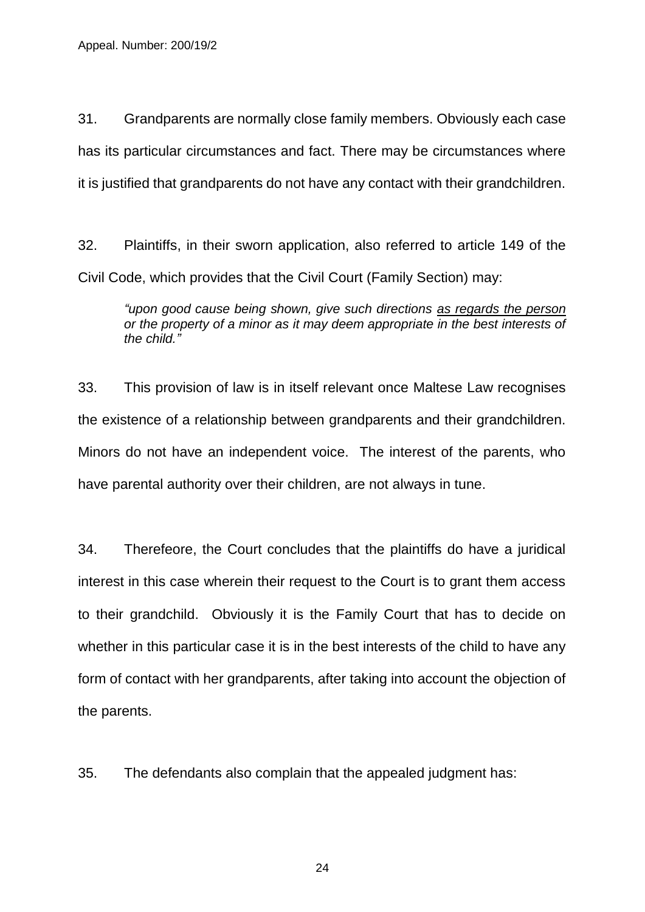31. Grandparents are normally close family members. Obviously each case has its particular circumstances and fact. There may be circumstances where it is justified that grandparents do not have any contact with their grandchildren.

32. Plaintiffs, in their sworn application, also referred to article 149 of the Civil Code, which provides that the Civil Court (Family Section) may:

> *"upon good cause being shown, give such directions as regards the person or the property of a minor as it may deem appropriate in the best interests of the child."*

33. This provision of law is in itself relevant once Maltese Law recognises the existence of a relationship between grandparents and their grandchildren. Minors do not have an independent voice. The interest of the parents, who have parental authority over their children, are not always in tune.

34. Therefeore, the Court concludes that the plaintiffs do have a juridical interest in this case wherein their request to the Court is to grant them access to their grandchild. Obviously it is the Family Court that has to decide on whether in this particular case it is in the best interests of the child to have any form of contact with her grandparents, after taking into account the objection of the parents.

35. The defendants also complain that the appealed judgment has: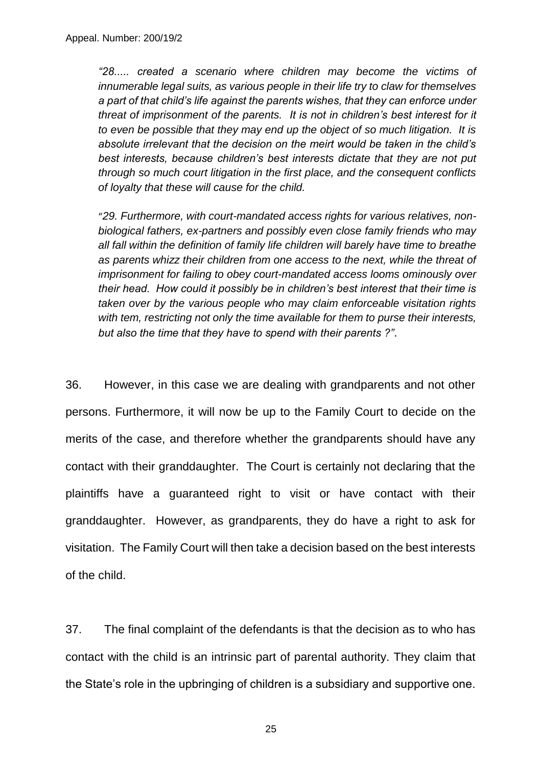*"28..... created a scenario where children may become the victims of innumerable legal suits, as various people in their life try to claw for themselves a part of that child's life against the parents wishes, that they can enforce under threat of imprisonment of the parents. It is not in children's best interest for it to even be possible that they may end up the object of so much litigation. It is absolute irrelevant that the decision on the meirt would be taken in the child's best interests, because children's best interests dictate that they are not put through so much court litigation in the first place, and the consequent conflicts of loyalty that these will cause for the child.*

*"29. Furthermore, with court-mandated access rights for various relatives, non-biological fathers, ex-partners and possibly even close family friends who may all fall within the definition of family life children will barely have time to breathe as parents whizz their children from one access to the next, while the threat of imprisonment for failing to obey court-mandated access looms ominously over their head. How could it possibly be in children's best interest that their time is taken over by the various people who may claim enforceable visitation rights with tem, restricting not only the time available for them to purse their interests, but also the time that they have to spend with their parents ?"*.

36. However, in this case we are dealing with grandparents and not other persons. Furthermore, it will now be up to the Family Court to decide on the merits of the case, and therefore whether the grandparents should have any contact with their granddaughter. The Court is certainly not declaring that the plaintiffs have a guaranteed right to visit or have contact with their granddaughter. However, as grandparents, they do have a right to ask for visitation. The Family Court will then take a decision based on the best interests of the child.

37. The final complaint of the defendants is that the decision as to who has contact with the child is an intrinsic part of parental authority. They claim that the State's role in the upbringing of children is a subsidiary and supportive one.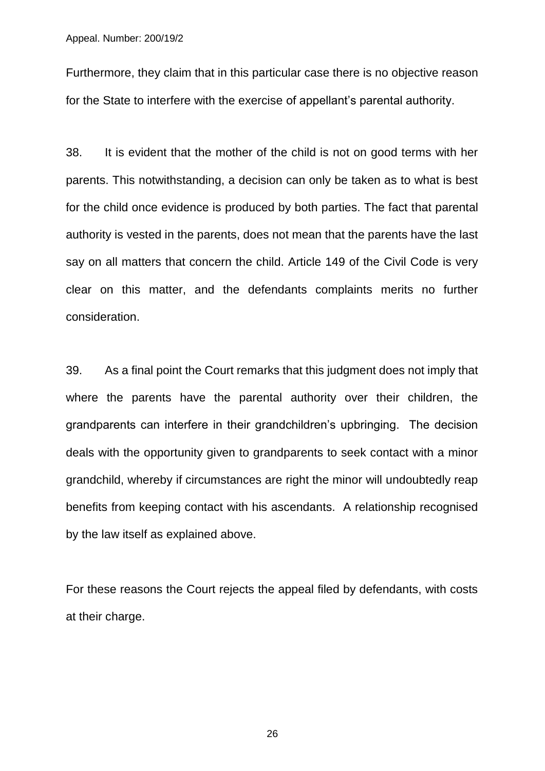Furthermore, they claim that in this particular case there is no objective reason for the State to interfere with the exercise of appellant's parental authority.

38. It is evident that the mother of the child is not on good terms with her parents. This notwithstanding, a decision can only be taken as to what is best for the child once evidence is produced by both parties. The fact that parental authority is vested in the parents, does not mean that the parents have the last say on all matters that concern the child. Article 149 of the Civil Code is very clear on this matter, and the defendants complaints merits no further consideration.

39. As a final point the Court remarks that this judgment does not imply that where the parents have the parental authority over their children, the grandparents can interfere in their grandchildren's upbringing. The decision deals with the opportunity given to grandparents to seek contact with a minor grandchild, whereby if circumstances are right the minor will undoubtedly reap benefits from keeping contact with his ascendants. A relationship recognised by the law itself as explained above.

For these reasons the Court rejects the appeal filed by defendants, with costs at their charge.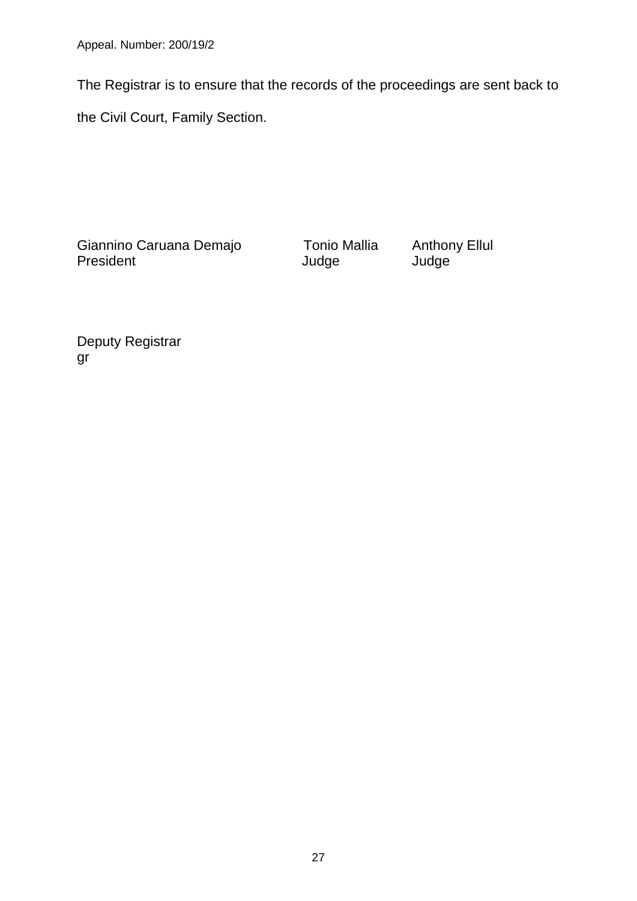The Registrar is to ensure that the records of the proceedings are sent back to the Civil Court, Family Section.

Giannino Caruana Demajo
President

Tonio Mallia
Judge

Anthony Ellul
Judge

Deputy Registrar
gr